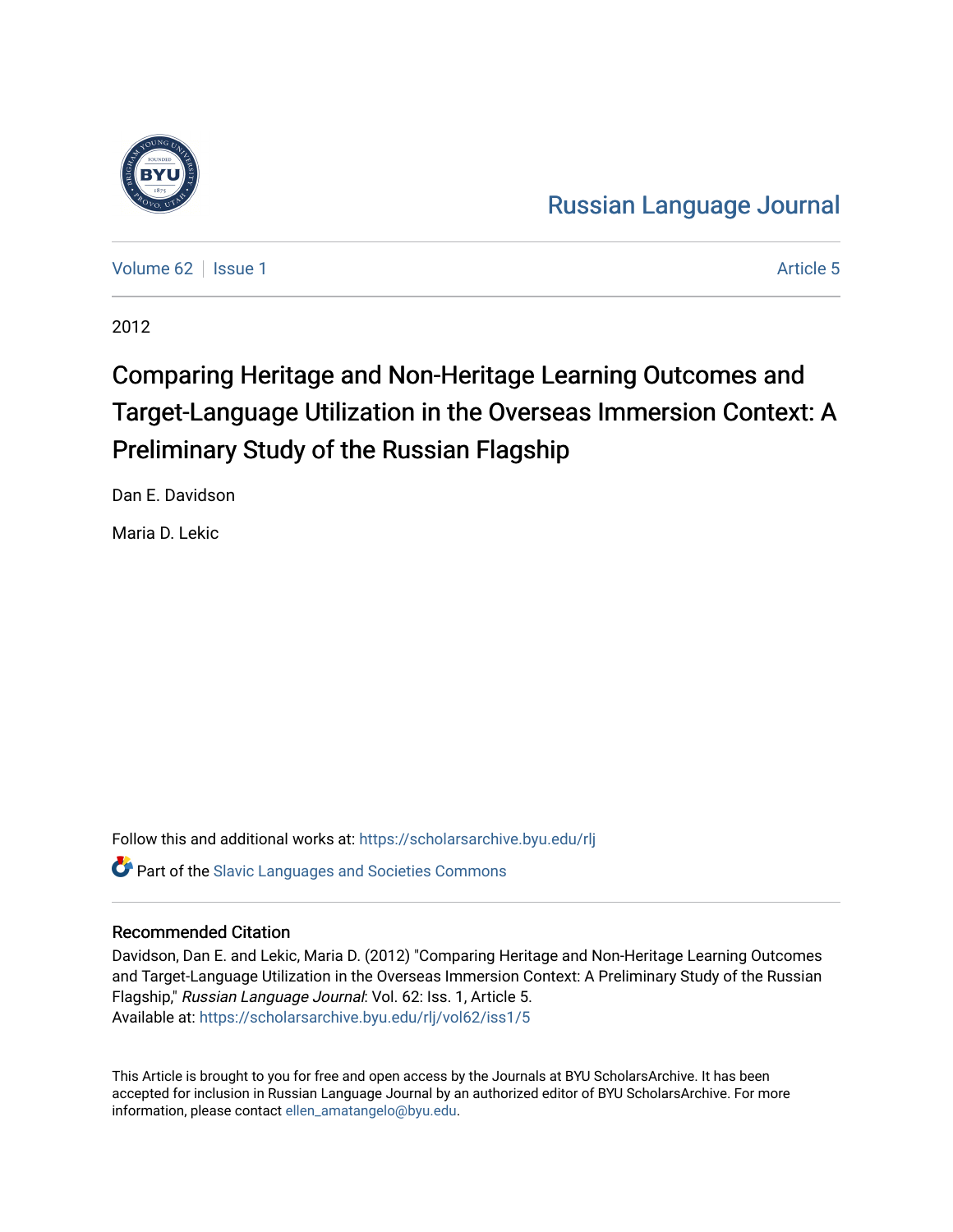Russian Language Journal

Volume 62 | Issue 1 | Article 5

2012

# Comparing Heritage and Non-Heritage Learning Outcomes and Target-Language Utilization in the Overseas Immersion Context: A Preliminary Study of the Russian Flagship

Dan E. Davidson

Maria D. Lekic

Follow this and additional works at: https://scholarsarchive.byu.edu/rlj

Part of the Slavic Languages and Societies Commons

## Recommended Citation

Davidson, Dan E. and Lekic, Maria D. (2012) "Comparing Heritage and Non-Heritage Learning Outcomes and Target-Language Utilization in the Overseas Immersion Context: A Preliminary Study of the Russian Flagship," *Russian Language Journal*: Vol. 62: Iss. 1, Article 5.
Available at: https://scholarsarchive.byu.edu/rlj/vol62/iss1/5

This Article is brought to you for free and open access by the Journals at BYU ScholarsArchive. It has been accepted for inclusion in Russian Language Journal by an authorized editor of BYU ScholarsArchive. For more information, please contact ellen_amatangelo@byu.edu.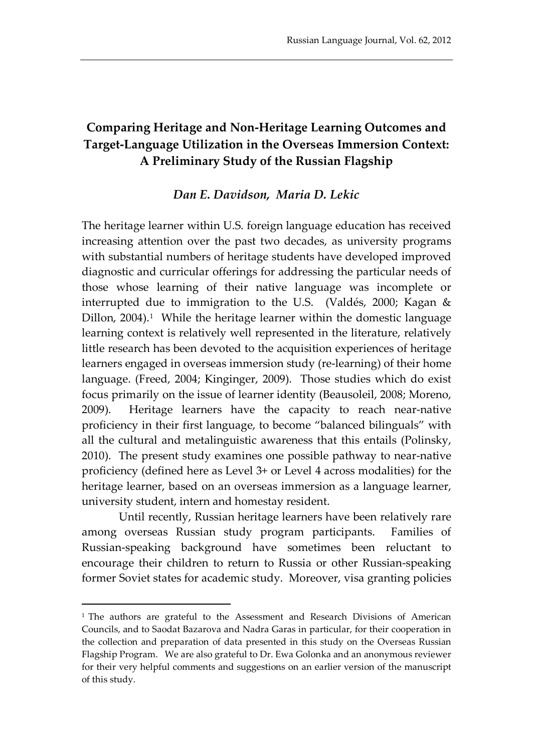# Comparing Heritage and Non-Heritage Learning Outcomes and Target-Language Utilization in the Overseas Immersion Context: A Preliminary Study of the Russian Flagship

### *Dan E. Davidson, Maria D. Lekic*

The heritage learner within U.S. foreign language education has received increasing attention over the past two decades, as university programs with substantial numbers of heritage students have developed improved diagnostic and curricular offerings for addressing the particular needs of those whose learning of their native language was incomplete or interrupted due to immigration to the U.S. (Valdés, 2000; Kagan & Dillon, 2004).[1] While the heritage learner within the domestic language learning context is relatively well represented in the literature, relatively little research has been devoted to the acquisition experiences of heritage learners engaged in overseas immersion study (re-learning) of their home language. (Freed, 2004; Kinginger, 2009). Those studies which do exist focus primarily on the issue of learner identity (Beausoleil, 2008; Moreno, 2009). Heritage learners have the capacity to reach near-native proficiency in their first language, to become "balanced bilinguals" with all the cultural and metalinguistic awareness that this entails (Polinsky, 2010). The present study examines one possible pathway to near-native proficiency (defined here as Level 3+ or Level 4 across modalities) for the heritage learner, based on an overseas immersion as a language learner, university student, intern and homestay resident.

Until recently, Russian heritage learners have been relatively rare among overseas Russian study program participants. Families of Russian-speaking background have sometimes been reluctant to encourage their children to return to Russia or other Russian-speaking former Soviet states for academic study. Moreover, visa granting policies

---

[1] The authors are grateful to the Assessment and Research Divisions of American Councils, and to Saodat Bazarova and Nadra Garas in particular, for their cooperation in the collection and preparation of data presented in this study on the Overseas Russian Flagship Program. We are also grateful to Dr. Ewa Golonka and an anonymous reviewer for their very helpful comments and suggestions on an earlier version of the manuscript of this study.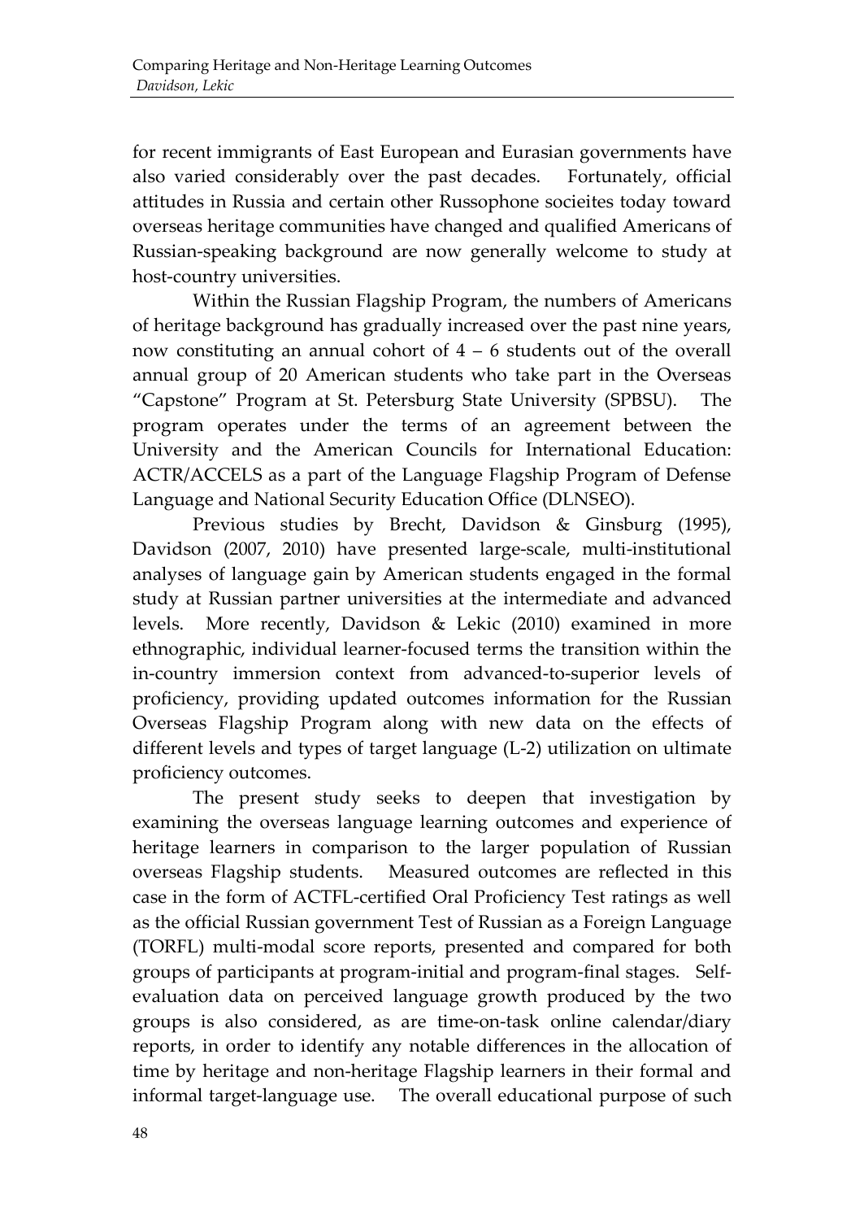for recent immigrants of East European and Eurasian governments have also varied considerably over the past decades. Fortunately, official attitudes in Russia and certain other Russophone socieites today toward overseas heritage communities have changed and qualified Americans of Russian-speaking background are now generally welcome to study at host-country universities.

Within the Russian Flagship Program, the numbers of Americans of heritage background has gradually increased over the past nine years, now constituting an annual cohort of 4 – 6 students out of the overall annual group of 20 American students who take part in the Overseas "Capstone" Program at St. Petersburg State University (SPBSU). The program operates under the terms of an agreement between the University and the American Councils for International Education: ACTR/ACCELS as a part of the Language Flagship Program of Defense Language and National Security Education Office (DLNSEO).

Previous studies by Brecht, Davidson & Ginsburg (1995), Davidson (2007, 2010) have presented large-scale, multi-institutional analyses of language gain by American students engaged in the formal study at Russian partner universities at the intermediate and advanced levels. More recently, Davidson & Lekic (2010) examined in more ethnographic, individual learner-focused terms the transition within the in-country immersion context from advanced-to-superior levels of proficiency, providing updated outcomes information for the Russian Overseas Flagship Program along with new data on the effects of different levels and types of target language (L-2) utilization on ultimate proficiency outcomes.

The present study seeks to deepen that investigation by examining the overseas language learning outcomes and experience of heritage learners in comparison to the larger population of Russian overseas Flagship students. Measured outcomes are reflected in this case in the form of ACTFL-certified Oral Proficiency Test ratings as well as the official Russian government Test of Russian as a Foreign Language (TORFL) multi-modal score reports, presented and compared for both groups of participants at program-initial and program-final stages. Self-evaluation data on perceived language growth produced by the two groups is also considered, as are time-on-task online calendar/diary reports, in order to identify any notable differences in the allocation of time by heritage and non-heritage Flagship learners in their formal and informal target-language use. The overall educational purpose of such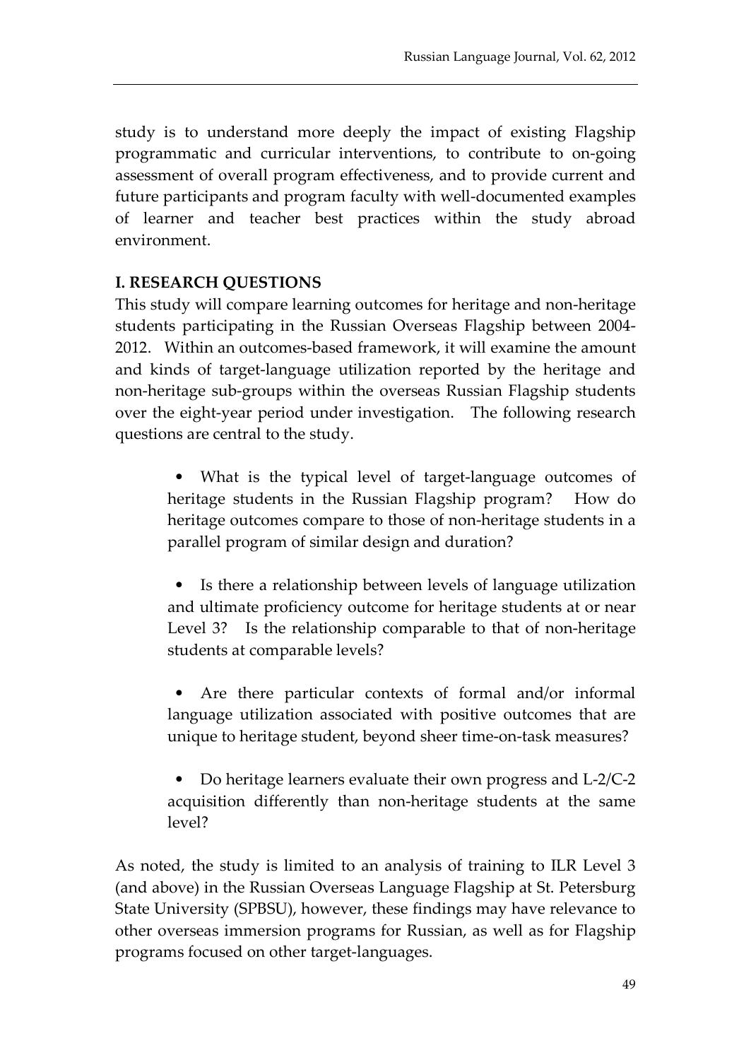study is to understand more deeply the impact of existing Flagship programmatic and curricular interventions, to contribute to on-going assessment of overall program effectiveness, and to provide current and future participants and program faculty with well-documented examples of learner and teacher best practices within the study abroad environment.

## I. RESEARCH QUESTIONS

This study will compare learning outcomes for heritage and non-heritage students participating in the Russian Overseas Flagship between 2004-2012. Within an outcomes-based framework, it will examine the amount and kinds of target-language utilization reported by the heritage and non-heritage sub-groups within the overseas Russian Flagship students over the eight-year period under investigation. The following research questions are central to the study.

- What is the typical level of target-language outcomes of heritage students in the Russian Flagship program? How do heritage outcomes compare to those of non-heritage students in a parallel program of similar design and duration?

- Is there a relationship between levels of language utilization and ultimate proficiency outcome for heritage students at or near Level 3? Is the relationship comparable to that of non-heritage students at comparable levels?

- Are there particular contexts of formal and/or informal language utilization associated with positive outcomes that are unique to heritage student, beyond sheer time-on-task measures?

- Do heritage learners evaluate their own progress and L-2/C-2 acquisition differently than non-heritage students at the same level?

As noted, the study is limited to an analysis of training to ILR Level 3 (and above) in the Russian Overseas Language Flagship at St. Petersburg State University (SPBSU), however, these findings may have relevance to other overseas immersion programs for Russian, as well as for Flagship programs focused on other target-languages.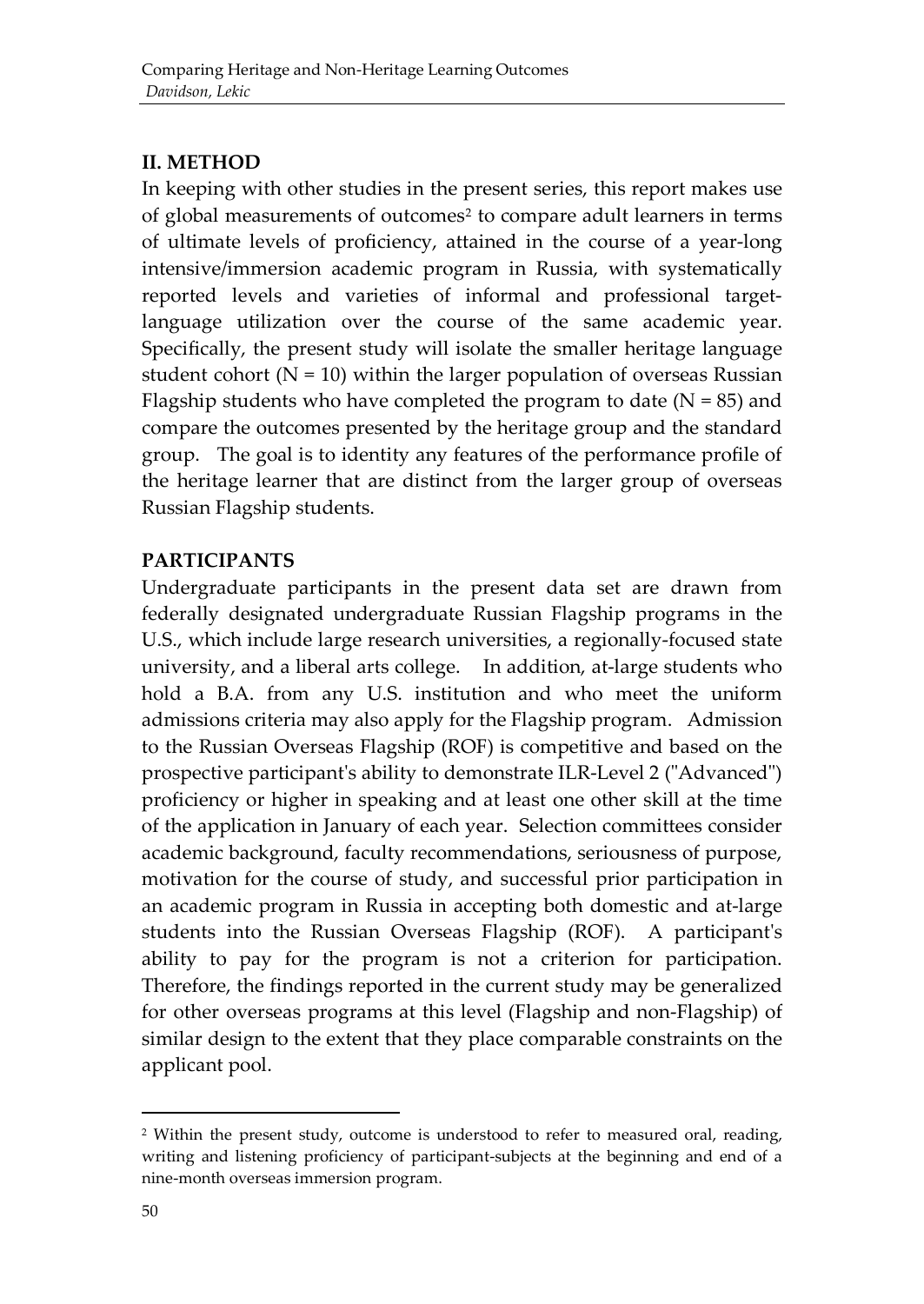## II. METHOD

In keeping with other studies in the present series, this report makes use of global measurements of outcomes[2] to compare adult learners in terms of ultimate levels of proficiency, attained in the course of a year-long intensive/immersion academic program in Russia, with systematically reported levels and varieties of informal and professional target-language utilization over the course of the same academic year. Specifically, the present study will isolate the smaller heritage language student cohort (N = 10) within the larger population of overseas Russian Flagship students who have completed the program to date (N = 85) and compare the outcomes presented by the heritage group and the standard group. The goal is to identity any features of the performance profile of the heritage learner that are distinct from the larger group of overseas Russian Flagship students.

## PARTICIPANTS

Undergraduate participants in the present data set are drawn from federally designated undergraduate Russian Flagship programs in the U.S., which include large research universities, a regionally-focused state university, and a liberal arts college. In addition, at-large students who hold a B.A. from any U.S. institution and who meet the uniform admissions criteria may also apply for the Flagship program. Admission to the Russian Overseas Flagship (ROF) is competitive and based on the prospective participant's ability to demonstrate ILR-Level 2 ("Advanced") proficiency or higher in speaking and at least one other skill at the time of the application in January of each year. Selection committees consider academic background, faculty recommendations, seriousness of purpose, motivation for the course of study, and successful prior participation in an academic program in Russia in accepting both domestic and at-large students into the Russian Overseas Flagship (ROF). A participant's ability to pay for the program is not a criterion for participation. Therefore, the findings reported in the current study may be generalized for other overseas programs at this level (Flagship and non-Flagship) of similar design to the extent that they place comparable constraints on the applicant pool.

---

[2] Within the present study, outcome is understood to refer to measured oral, reading, writing and listening proficiency of participant-subjects at the beginning and end of a nine-month overseas immersion program.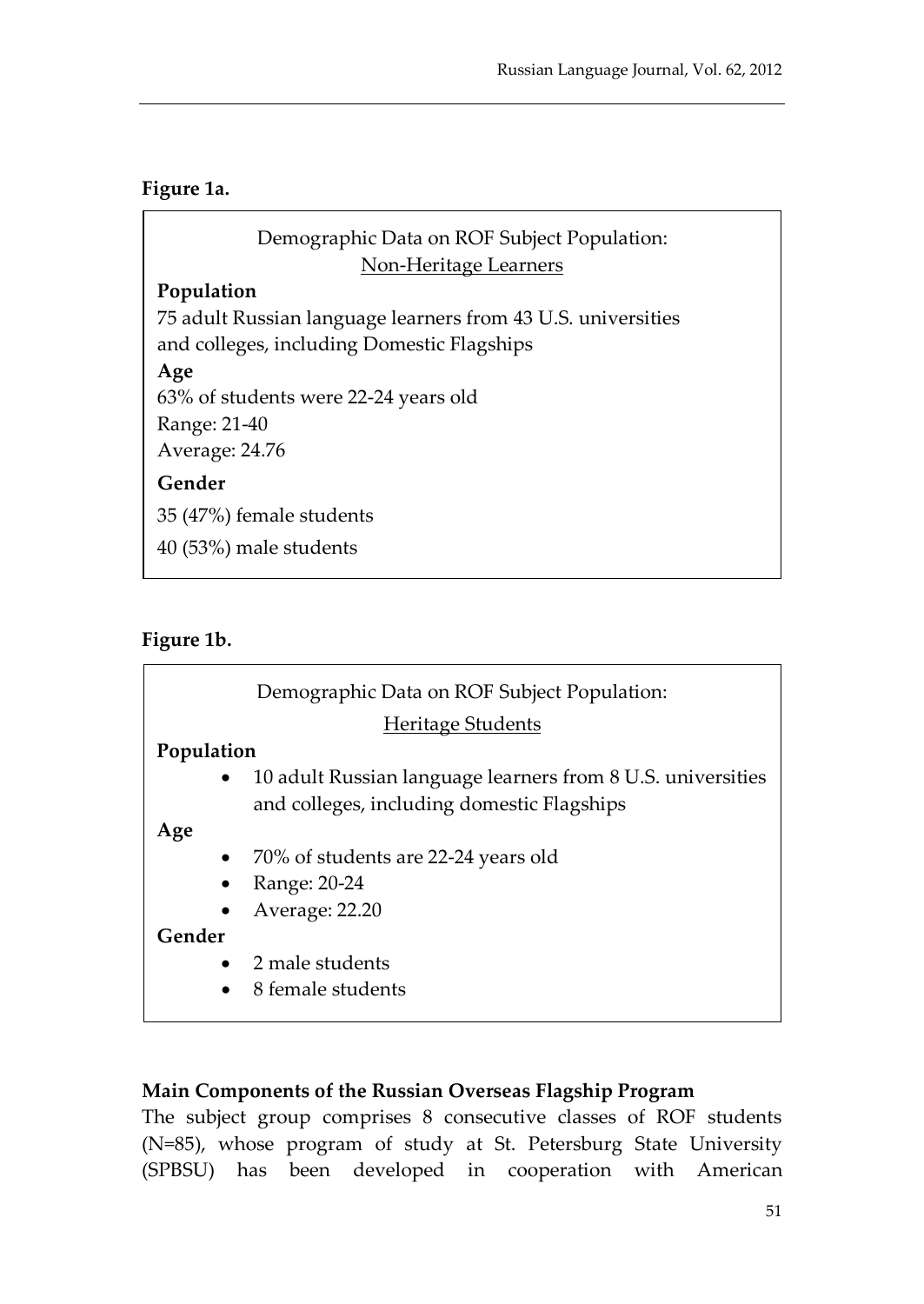**Figure 1a.**

Demographic Data on ROF Subject Population:
Non-Heritage Learners

**Population**

75 adult Russian language learners from 43 U.S. universities and colleges, including Domestic Flagships

**Age**

63% of students were 22-24 years old

Range: 21-40

Average: 24.76

**Gender**

35 (47%) female students

40 (53%) male students

**Figure 1b.**

Demographic Data on ROF Subject Population:
Heritage Students

**Population**

- 10 adult Russian language learners from 8 U.S. universities and colleges, including domestic Flagships

**Age**

- 70% of students are 22-24 years old
- Range: 20-24
- Average: 22.20

**Gender**

- 2 male students
- 8 female students

**Main Components of the Russian Overseas Flagship Program**

The subject group comprises 8 consecutive classes of ROF students (N=85), whose program of study at St. Petersburg State University (SPBSU) has been developed in cooperation with American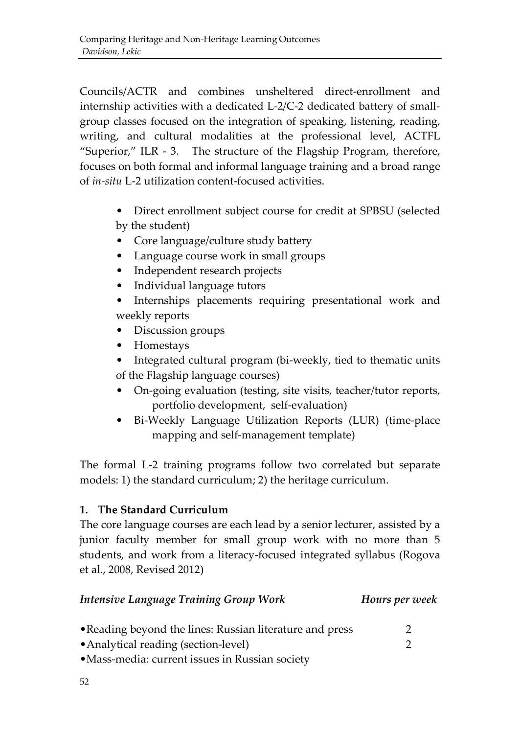Councils/ACTR and combines unsheltered direct-enrollment and internship activities with a dedicated L-2/C-2 dedicated battery of small-group classes focused on the integration of speaking, listening, reading, writing, and cultural modalities at the professional level, ACTFL "Superior," ILR - 3. The structure of the Flagship Program, therefore, focuses on both formal and informal language training and a broad range of *in-situ* L-2 utilization content-focused activities.

- Direct enrollment subject course for credit at SPBSU (selected by the student)
- Core language/culture study battery
- Language course work in small groups
- Independent research projects
- Individual language tutors
- Internships placements requiring presentational work and weekly reports
- Discussion groups
- Homestays
- Integrated cultural program (bi-weekly, tied to thematic units of the Flagship language courses)
- On-going evaluation (testing, site visits, teacher/tutor reports, portfolio development, self-evaluation)
- Bi-Weekly Language Utilization Reports (LUR) (time-place mapping and self-management template)

The formal L-2 training programs follow two correlated but separate models: 1) the standard curriculum; 2) the heritage curriculum.

**1. The Standard Curriculum**

The core language courses are each lead by a senior lecturer, assisted by a junior faculty member for small group work with no more than 5 students, and work from a literacy-focused integrated syllabus (Rogova et al., 2008, Revised 2012)

| *Intensive Language Training Group Work* | *Hours per week* |
|---|---|
| •Reading beyond the lines: Russian literature and press | 2 |
| •Analytical reading (section-level) | 2 |
| •Mass-media: current issues in Russian society | |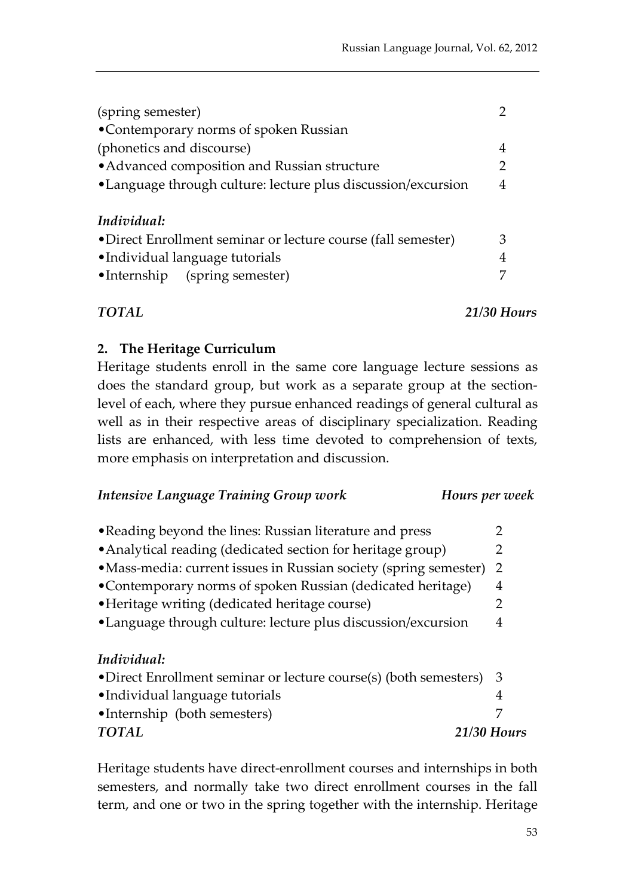| | |
|---|---|
| (spring semester) | 2 |
| •Contemporary norms of spoken Russian (phonetics and discourse) | 4 |
| •Advanced composition and Russian structure | 2 |
| •Language through culture: lecture plus discussion/excursion | 4 |
| ***Individual:*** | |
| •Direct Enrollment seminar or lecture course (fall semester) | 3 |
| •Individual language tutorials | 4 |
| •Internship (spring semester) | 7 |
| ***TOTAL*** | ***21/30 Hours*** |

**2. The Heritage Curriculum**

Heritage students enroll in the same core language lecture sessions as does the standard group, but work as a separate group at the section-level of each, where they pursue enhanced readings of general cultural as well as in their respective areas of disciplinary specialization. Reading lists are enhanced, with less time devoted to comprehension of texts, more emphasis on interpretation and discussion.

| *Intensive Language Training Group work* | *Hours per week* |
|---|---|
| •Reading beyond the lines: Russian literature and press | 2 |
| •Analytical reading (dedicated section for heritage group) | 2 |
| •Mass-media: current issues in Russian society (spring semester) | 2 |
| •Contemporary norms of spoken Russian (dedicated heritage) | 4 |
| •Heritage writing (dedicated heritage course) | 2 |
| •Language through culture: lecture plus discussion/excursion | 4 |
| ***Individual:*** | |
| •Direct Enrollment seminar or lecture course(s) (both semesters) | 3 |
| •Individual language tutorials | 4 |
| •Internship (both semesters) | 7 |
| ***TOTAL*** | ***21/30 Hours*** |

Heritage students have direct-enrollment courses and internships in both semesters, and normally take two direct enrollment courses in the fall term, and one or two in the spring together with the internship. Heritage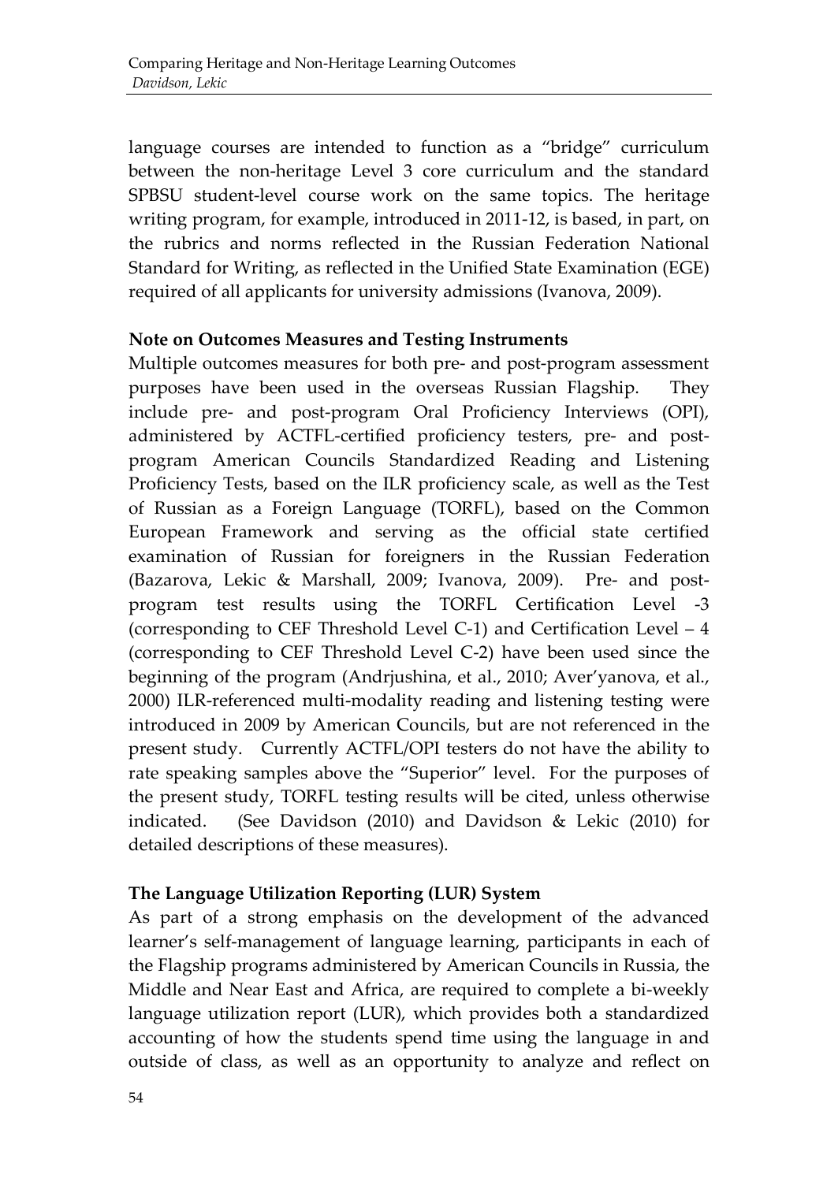language courses are intended to function as a "bridge" curriculum between the non-heritage Level 3 core curriculum and the standard SPBSU student-level course work on the same topics. The heritage writing program, for example, introduced in 2011-12, is based, in part, on the rubrics and norms reflected in the Russian Federation National Standard for Writing, as reflected in the Unified State Examination (EGE) required of all applicants for university admissions (Ivanova, 2009).

**Note on Outcomes Measures and Testing Instruments**

Multiple outcomes measures for both pre- and post-program assessment purposes have been used in the overseas Russian Flagship. They include pre- and post-program Oral Proficiency Interviews (OPI), administered by ACTFL-certified proficiency testers, pre- and post-program American Councils Standardized Reading and Listening Proficiency Tests, based on the ILR proficiency scale, as well as the Test of Russian as a Foreign Language (TORFL), based on the Common European Framework and serving as the official state certified examination of Russian for foreigners in the Russian Federation (Bazarova, Lekic & Marshall, 2009; Ivanova, 2009). Pre- and post-program test results using the TORFL Certification Level -3 (corresponding to CEF Threshold Level C-1) and Certification Level – 4 (corresponding to CEF Threshold Level C-2) have been used since the beginning of the program (Andrjushina, et al., 2010; Aver'yanova, et al., 2000) ILR-referenced multi-modality reading and listening testing were introduced in 2009 by American Councils, but are not referenced in the present study. Currently ACTFL/OPI testers do not have the ability to rate speaking samples above the "Superior" level. For the purposes of the present study, TORFL testing results will be cited, unless otherwise indicated. (See Davidson (2010) and Davidson & Lekic (2010) for detailed descriptions of these measures).

**The Language Utilization Reporting (LUR) System**

As part of a strong emphasis on the development of the advanced learner's self-management of language learning, participants in each of the Flagship programs administered by American Councils in Russia, the Middle and Near East and Africa, are required to complete a bi-weekly language utilization report (LUR), which provides both a standardized accounting of how the students spend time using the language in and outside of class, as well as an opportunity to analyze and reflect on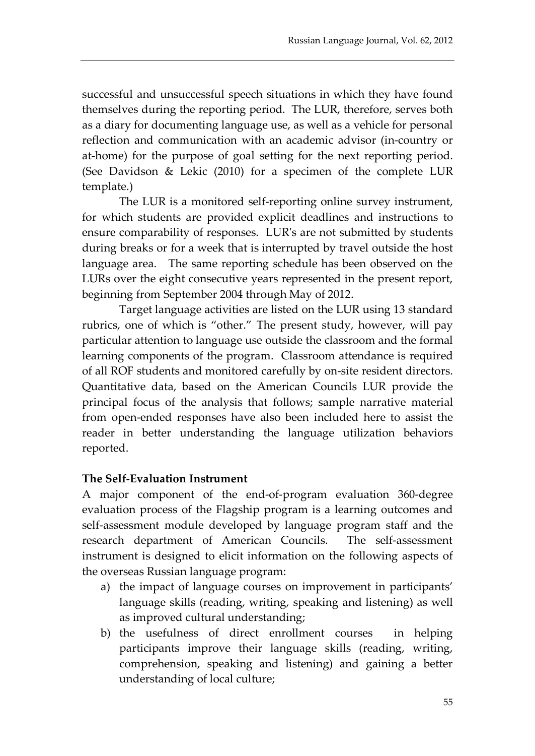successful and unsuccessful speech situations in which they have found themselves during the reporting period. The LUR, therefore, serves both as a diary for documenting language use, as well as a vehicle for personal reflection and communication with an academic advisor (in-country or at-home) for the purpose of goal setting for the next reporting period. (See Davidson & Lekic (2010) for a specimen of the complete LUR template.)

The LUR is a monitored self-reporting online survey instrument, for which students are provided explicit deadlines and instructions to ensure comparability of responses. LUR's are not submitted by students during breaks or for a week that is interrupted by travel outside the host language area. The same reporting schedule has been observed on the LURs over the eight consecutive years represented in the present report, beginning from September 2004 through May of 2012.

Target language activities are listed on the LUR using 13 standard rubrics, one of which is "other." The present study, however, will pay particular attention to language use outside the classroom and the formal learning components of the program. Classroom attendance is required of all ROF students and monitored carefully by on-site resident directors. Quantitative data, based on the American Councils LUR provide the principal focus of the analysis that follows; sample narrative material from open-ended responses have also been included here to assist the reader in better understanding the language utilization behaviors reported.

**The Self-Evaluation Instrument**

A major component of the end-of-program evaluation 360-degree evaluation process of the Flagship program is a learning outcomes and self-assessment module developed by language program staff and the research department of American Councils. The self-assessment instrument is designed to elicit information on the following aspects of the overseas Russian language program:

a) the impact of language courses on improvement in participants' language skills (reading, writing, speaking and listening) as well as improved cultural understanding;
b) the usefulness of direct enrollment courses in helping participants improve their language skills (reading, writing, comprehension, speaking and listening) and gaining a better understanding of local culture;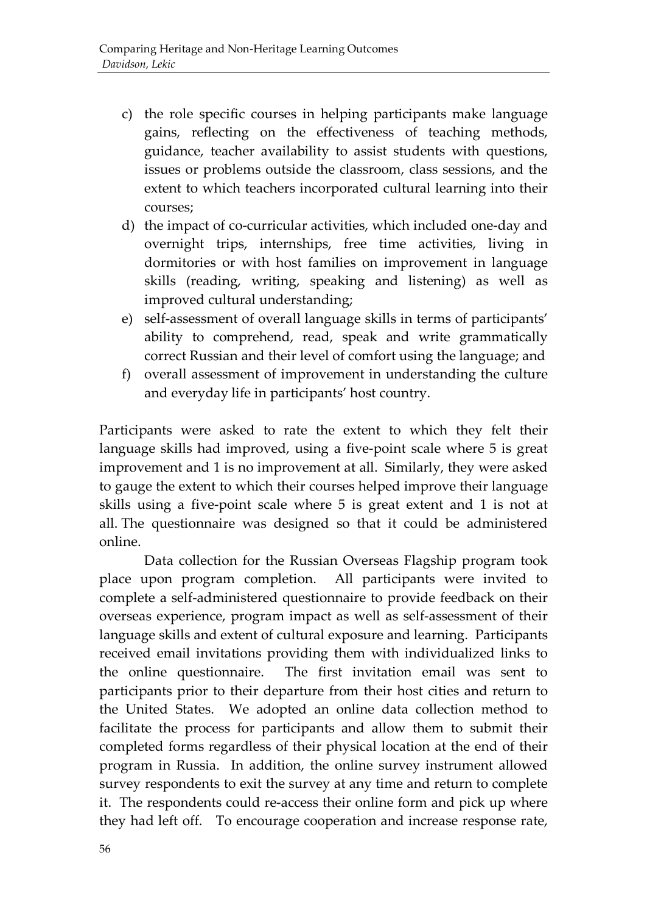c) the role specific courses in helping participants make language gains, reflecting on the effectiveness of teaching methods, guidance, teacher availability to assist students with questions, issues or problems outside the classroom, class sessions, and the extent to which teachers incorporated cultural learning into their courses;
d) the impact of co-curricular activities, which included one-day and overnight trips, internships, free time activities, living in dormitories or with host families on improvement in language skills (reading, writing, speaking and listening) as well as improved cultural understanding;
e) self-assessment of overall language skills in terms of participants' ability to comprehend, read, speak and write grammatically correct Russian and their level of comfort using the language; and
f) overall assessment of improvement in understanding the culture and everyday life in participants' host country.

Participants were asked to rate the extent to which they felt their language skills had improved, using a five-point scale where 5 is great improvement and 1 is no improvement at all. Similarly, they were asked to gauge the extent to which their courses helped improve their language skills using a five-point scale where 5 is great extent and 1 is not at all. The questionnaire was designed so that it could be administered online.

Data collection for the Russian Overseas Flagship program took place upon program completion. All participants were invited to complete a self-administered questionnaire to provide feedback on their overseas experience, program impact as well as self-assessment of their language skills and extent of cultural exposure and learning. Participants received email invitations providing them with individualized links to the online questionnaire. The first invitation email was sent to participants prior to their departure from their host cities and return to the United States. We adopted an online data collection method to facilitate the process for participants and allow them to submit their completed forms regardless of their physical location at the end of their program in Russia. In addition, the online survey instrument allowed survey respondents to exit the survey at any time and return to complete it. The respondents could re-access their online form and pick up where they had left off. To encourage cooperation and increase response rate,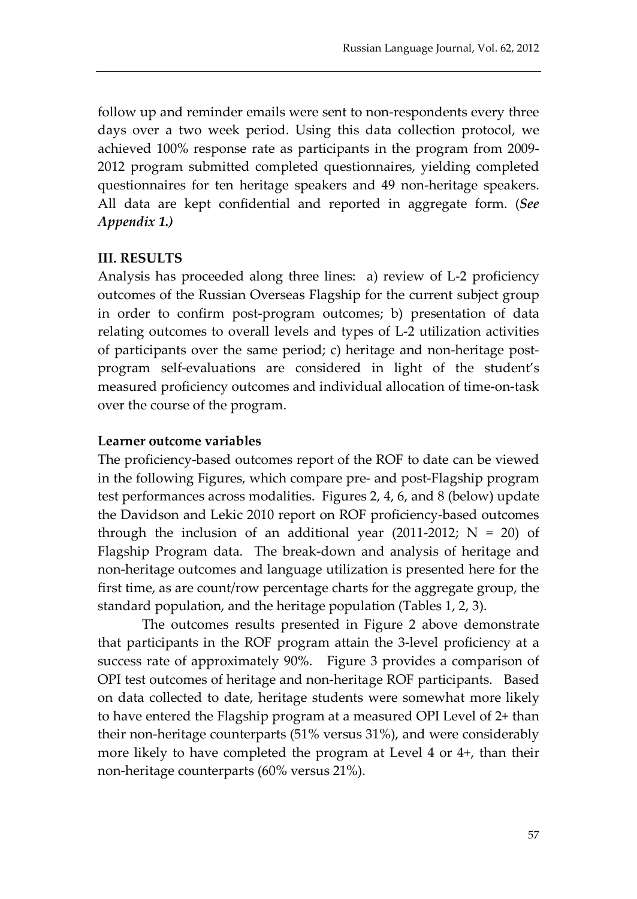follow up and reminder emails were sent to non-respondents every three days over a two week period. Using this data collection protocol, we achieved 100% response rate as participants in the program from 2009-2012 program submitted completed questionnaires, yielding completed questionnaires for ten heritage speakers and 49 non-heritage speakers. All data are kept confidential and reported in aggregate form. (***See Appendix 1.)***

## III. RESULTS

Analysis has proceeded along three lines: a) review of L-2 proficiency outcomes of the Russian Overseas Flagship for the current subject group in order to confirm post-program outcomes; b) presentation of data relating outcomes to overall levels and types of L-2 utilization activities of participants over the same period; c) heritage and non-heritage post-program self-evaluations are considered in light of the student's measured proficiency outcomes and individual allocation of time-on-task over the course of the program.

### Learner outcome variables

The proficiency-based outcomes report of the ROF to date can be viewed in the following Figures, which compare pre- and post-Flagship program test performances across modalities. Figures 2, 4, 6, and 8 (below) update the Davidson and Lekic 2010 report on ROF proficiency-based outcomes through the inclusion of an additional year (2011-2012; N = 20) of Flagship Program data. The break-down and analysis of heritage and non-heritage outcomes and language utilization is presented here for the first time, as are count/row percentage charts for the aggregate group, the standard population, and the heritage population (Tables 1, 2, 3).

The outcomes results presented in Figure 2 above demonstrate that participants in the ROF program attain the 3-level proficiency at a success rate of approximately 90%. Figure 3 provides a comparison of OPI test outcomes of heritage and non-heritage ROF participants. Based on data collected to date, heritage students were somewhat more likely to have entered the Flagship program at a measured OPI Level of 2+ than their non-heritage counterparts (51% versus 31%), and were considerably more likely to have completed the program at Level 4 or 4+, than their non-heritage counterparts (60% versus 21%).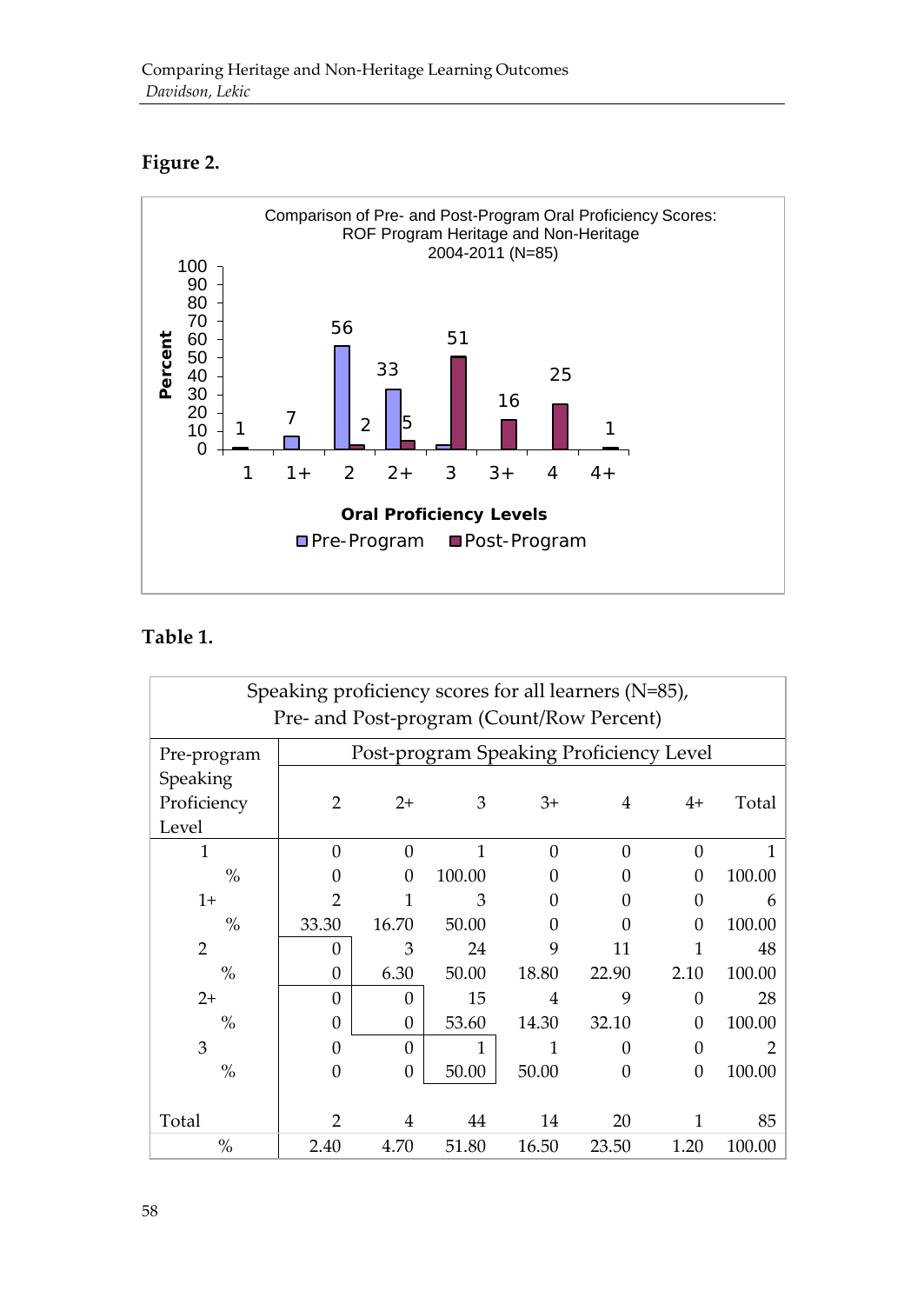**Figure 2.**

Comparison of Pre- and Post-Program Oral Proficiency Scores: ROF Program Heritage and Non-Heritage 2004-2011 (N=85)

| Oral Proficiency Levels | 1 | 1+ | 2 | 2+ | 3 | 3+ | 4 | 4+ |
|---|---|---|---|---|---|---|---|---|
| Pre-Program (Percent) | 1 | 7 | 56 | 33 | | | | |
| Post-Program (Percent) | | | 2 | 5 | 51 | 16 | 25 | 1 |

**Table 1.**

| Speaking proficiency scores for all learners (N=85), Pre- and Post-program (Count/Row Percent) | | | | | | | |
|---|---|---|---|---|---|---|---|
| Pre-program Speaking Proficiency Level | Post-program Speaking Proficiency Level | | | | | | |
| | 2 | 2+ | 3 | 3+ | 4 | 4+ | Total |
| 1 | 0 | 0 | 1 | 0 | 0 | 0 | 1 |
| % | 0 | 0 | 100.00 | 0 | 0 | 0 | 100.00 |
| 1+ | 2 | 1 | 3 | 0 | 0 | 0 | 6 |
| % | 33.30 | 16.70 | 50.00 | 0 | 0 | 0 | 100.00 |
| 2 | 0 | 3 | 24 | 9 | 11 | 1 | 48 |
| % | 0 | 6.30 | 50.00 | 18.80 | 22.90 | 2.10 | 100.00 |
| 2+ | 0 | 0 | 15 | 4 | 9 | 0 | 28 |
| % | 0 | 0 | 53.60 | 14.30 | 32.10 | 0 | 100.00 |
| 3 | 0 | 0 | 1 | 1 | 0 | 0 | 2 |
| % | 0 | 0 | 50.00 | 50.00 | 0 | 0 | 100.00 |
| Total | 2 | 4 | 44 | 14 | 20 | 1 | 85 |
| % | 2.40 | 4.70 | 51.80 | 16.50 | 23.50 | 1.20 | 100.00 |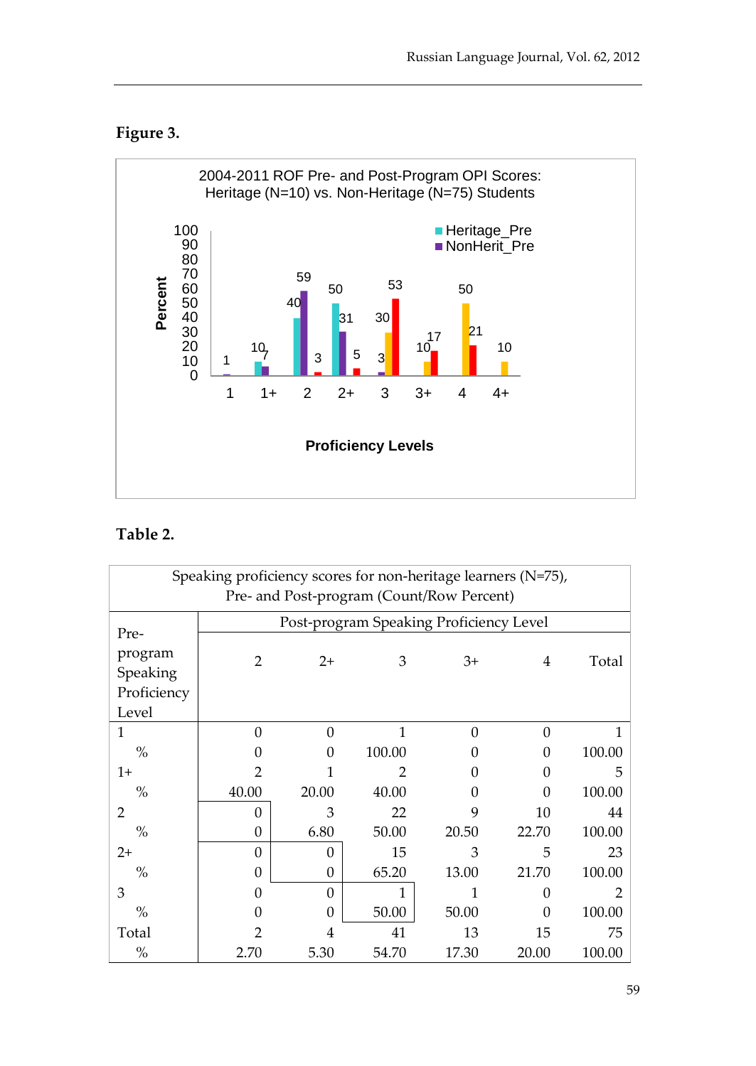**Figure 3.**

2004-2011 ROF Pre- and Post-Program OPI Scores: Heritage (N=10) vs. Non-Heritage (N=75) Students

**Table 2.**

Speaking proficiency scores for non-heritage learners (N=75), Pre- and Post-program (Count/Row Percent)

| Pre-program Speaking Proficiency Level | Post-program Speaking Proficiency Level | | | | | |
|---|---|---|---|---|---|---|
| | 2 | 2+ | 3 | 3+ | 4 | Total |
| 1 | 0 | 0 | 1 | 0 | 0 | 1 |
| % | 0 | 0 | 100.00 | 0 | 0 | 100.00 |
| 1+ | 2 | 1 | 2 | 0 | 0 | 5 |
| % | 40.00 | 20.00 | 40.00 | 0 | 0 | 100.00 |
| 2 | 0 | 3 | 22 | 9 | 10 | 44 |
| % | 0 | 6.80 | 50.00 | 20.50 | 22.70 | 100.00 |
| 2+ | 0 | 0 | 15 | 3 | 5 | 23 |
| % | 0 | 0 | 65.20 | 13.00 | 21.70 | 100.00 |
| 3 | 0 | 0 | 1 | 1 | 0 | 2 |
| % | 0 | 0 | 50.00 | 50.00 | 0 | 100.00 |
| Total | 2 | 4 | 41 | 13 | 15 | 75 |
| % | 2.70 | 5.30 | 54.70 | 17.30 | 20.00 | 100.00 |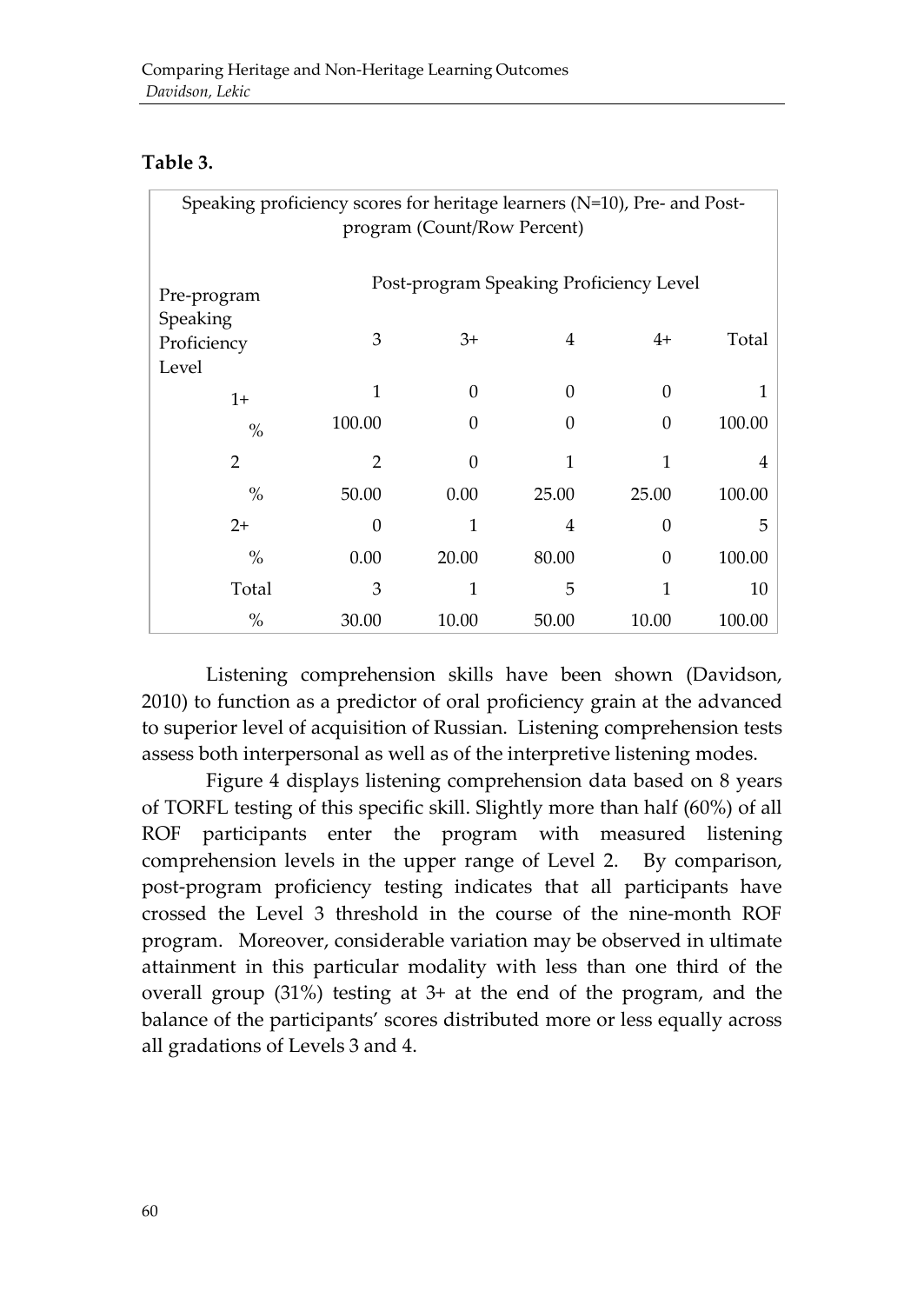**Table 3.**

| Speaking proficiency scores for heritage learners (N=10), Pre- and Post-program (Count/Row Percent) | | | | | |
|---|---|---|---|---|---|
| Pre-program Speaking Proficiency Level | Post-program Speaking Proficiency Level | | | | |
| | 3 | 3+ | 4 | 4+ | Total |
| 1+ | 1 | 0 | 0 | 0 | 1 |
| % | 100.00 | 0 | 0 | 0 | 100.00 |
| 2 | 2 | 0 | 1 | 1 | 4 |
| % | 50.00 | 0.00 | 25.00 | 25.00 | 100.00 |
| 2+ | 0 | 1 | 4 | 0 | 5 |
| % | 0.00 | 20.00 | 80.00 | 0 | 100.00 |
| Total | 3 | 1 | 5 | 1 | 10 |
| % | 30.00 | 10.00 | 50.00 | 10.00 | 100.00 |

Listening comprehension skills have been shown (Davidson, 2010) to function as a predictor of oral proficiency grain at the advanced to superior level of acquisition of Russian. Listening comprehension tests assess both interpersonal as well as of the interpretive listening modes.

Figure 4 displays listening comprehension data based on 8 years of TORFL testing of this specific skill. Slightly more than half (60%) of all ROF participants enter the program with measured listening comprehension levels in the upper range of Level 2. By comparison, post-program proficiency testing indicates that all participants have crossed the Level 3 threshold in the course of the nine-month ROF program. Moreover, considerable variation may be observed in ultimate attainment in this particular modality with less than one third of the overall group (31%) testing at 3+ at the end of the program, and the balance of the participants' scores distributed more or less equally across all gradations of Levels 3 and 4.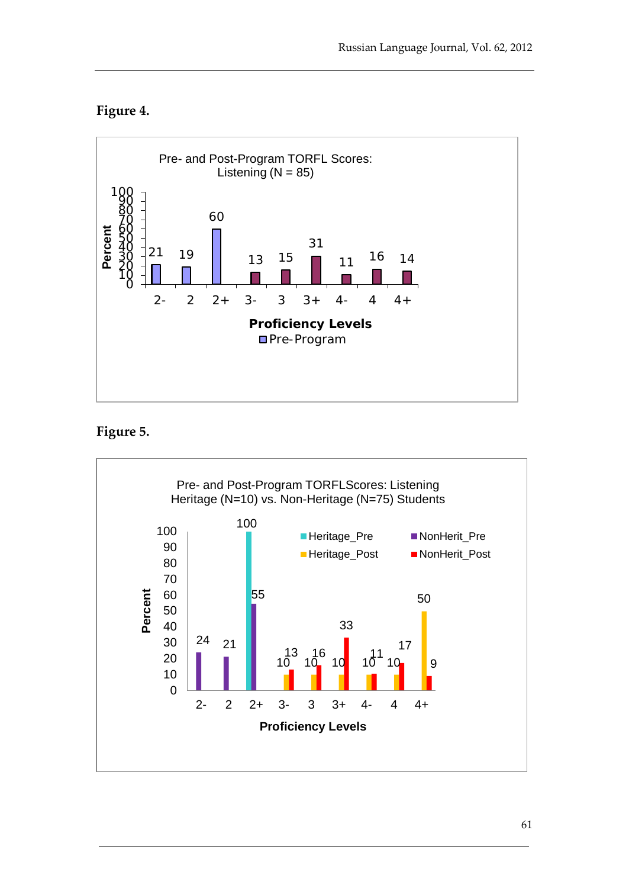**Figure 4.**

Pre- and Post-Program TORFL Scores: Listening (N = 85)

| Proficiency Levels | 2- | 2 | 2+ | 3- | 3 | 3+ | 4- | 4 | 4+ |
|---|---|---|---|---|---|---|---|---|---|
| Percent | 21 | 19 | 60 | 13 | 15 | 31 | 11 | 16 | 14 |

Pre-Program

**Figure 5.**

Pre- and Post-Program TORFLScores: Listening Heritage (N=10) vs. Non-Heritage (N=75) Students

| Proficiency Levels | 2- | 2 | 2+ | 3- | 3 | 3+ | 4- | 4 | 4+ |
|---|---|---|---|---|---|---|---|---|---|
| Heritage_Pre | | | 100 | | | | | | |
| NonHerit_Pre | 24 | 21 | 55 | | | | | | |
| Heritage_Post | | | | 10 | 10 | 10 | 10 | 10 | 50 |
| NonHerit_Post | | | | 13 | 16 | 33 | 11 | 17 | 9 |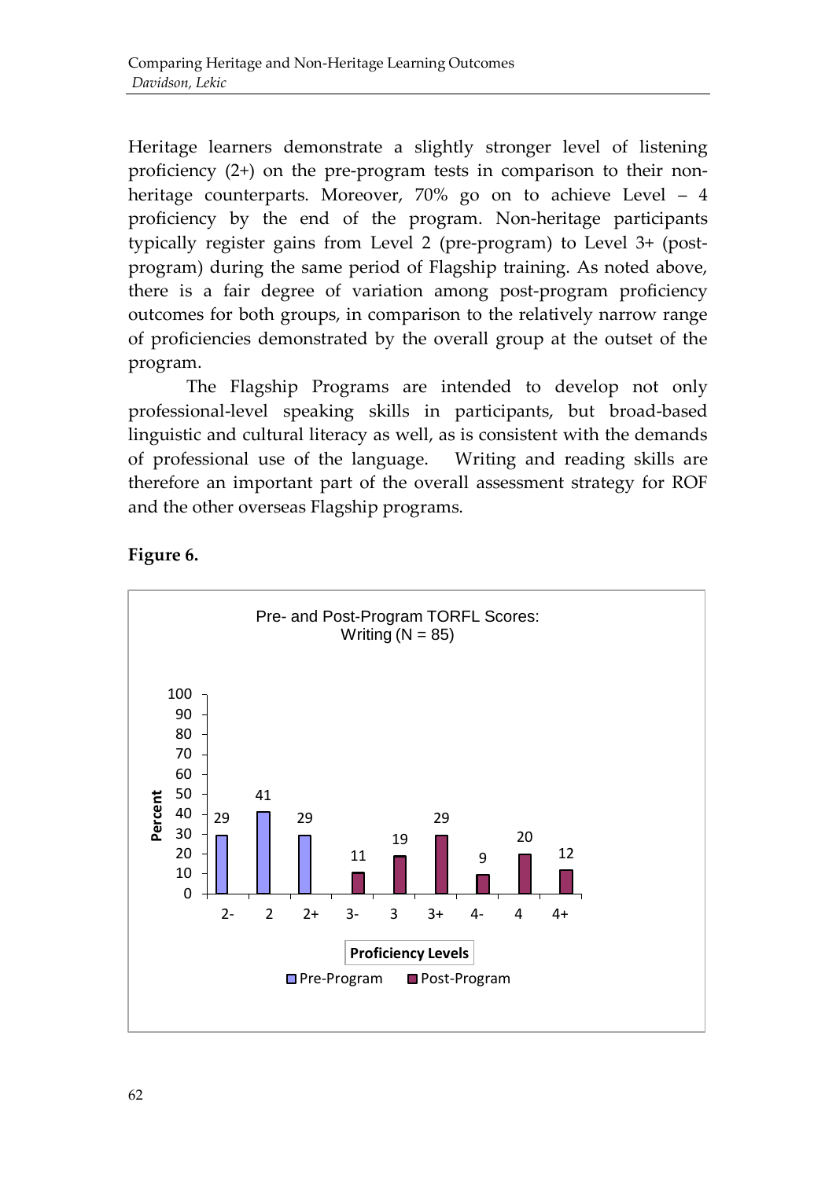Heritage learners demonstrate a slightly stronger level of listening proficiency (2+) on the pre-program tests in comparison to their non-heritage counterparts. Moreover, 70% go on to achieve Level – 4 proficiency by the end of the program. Non-heritage participants typically register gains from Level 2 (pre-program) to Level 3+ (post-program) during the same period of Flagship training. As noted above, there is a fair degree of variation among post-program proficiency outcomes for both groups, in comparison to the relatively narrow range of proficiencies demonstrated by the overall group at the outset of the program.

The Flagship Programs are intended to develop not only professional-level speaking skills in participants, but broad-based linguistic and cultural literacy as well, as is consistent with the demands of professional use of the language. Writing and reading skills are therefore an important part of the overall assessment strategy for ROF and the other overseas Flagship programs.

**Figure 6.**

Pre- and Post-Program TORFL Scores: Writing (N = 85)

| Proficiency Levels | Pre-Program (Percent) | Post-Program (Percent) |
|---|---|---|
| 2- | 29 | |
| 2 | 41 | |
| 2+ | 29 | |
| 3- | | 11 |
| 3 | | 19 |
| 3+ | | 29 |
| 4- | | 9 |
| 4 | | 20 |
| 4+ | | 12 |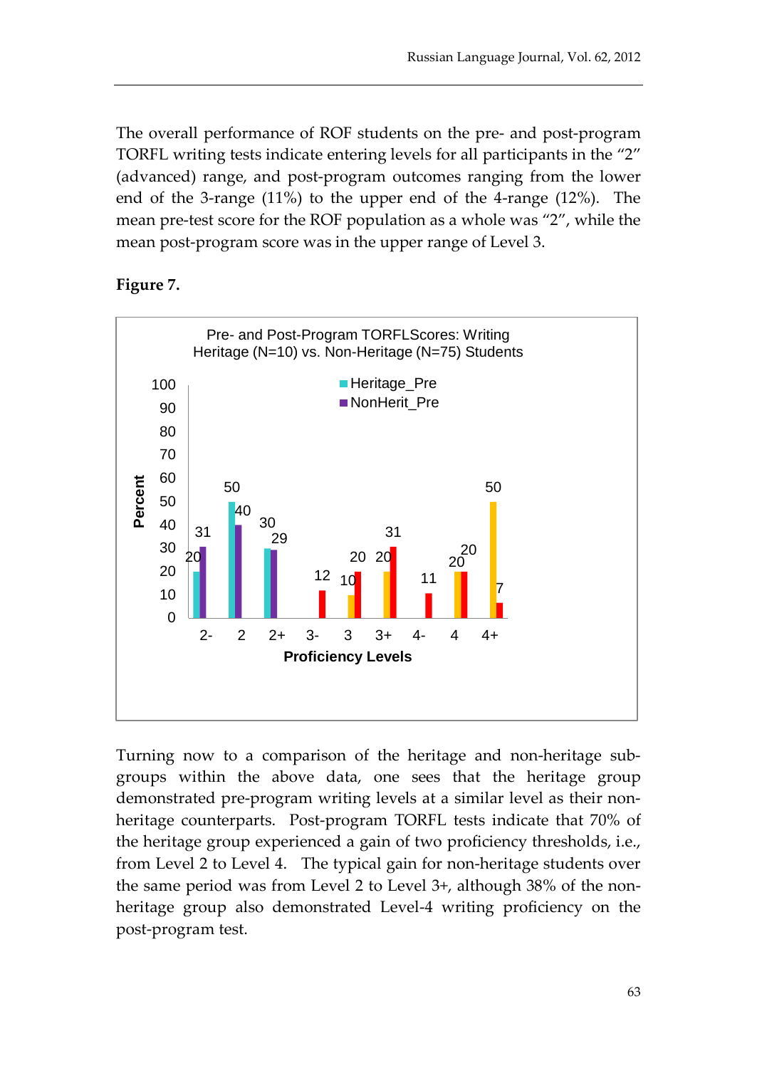The overall performance of ROF students on the pre- and post-program TORFL writing tests indicate entering levels for all participants in the “2” (advanced) range, and post-program outcomes ranging from the lower end of the 3-range (11%) to the upper end of the 4-range (12%). The mean pre-test score for the ROF population as a whole was “2”, while the mean post-program score was in the upper range of Level 3.

**Figure 7.**

Pre- and Post-Program TORFLScores: Writing
Heritage (N=10) vs. Non-Heritage (N=75) Students

| Proficiency Levels | Heritage_Pre | NonHerit_Pre | Heritage_Post | NonHerit_Post |
|---|---|---|---|---|
| 2- | 20 | 31 | | |
| 2 | 50 | 40 | | |
| 2+ | 30 | 29 | | |
| 3- | | | | 12 |
| 3 | | | 10 | 20 |
| 3+ | | | 20 | 31 |
| 4- | | | | 11 |
| 4 | | | 20 | 20 |
| 4+ | | | 50 | 7 |

Turning now to a comparison of the heritage and non-heritage subgroups within the above data, one sees that the heritage group demonstrated pre-program writing levels at a similar level as their non-heritage counterparts. Post-program TORFL tests indicate that 70% of the heritage group experienced a gain of two proficiency thresholds, i.e., from Level 2 to Level 4. The typical gain for non-heritage students over the same period was from Level 2 to Level 3+, although 38% of the non-heritage group also demonstrated Level-4 writing proficiency on the post-program test.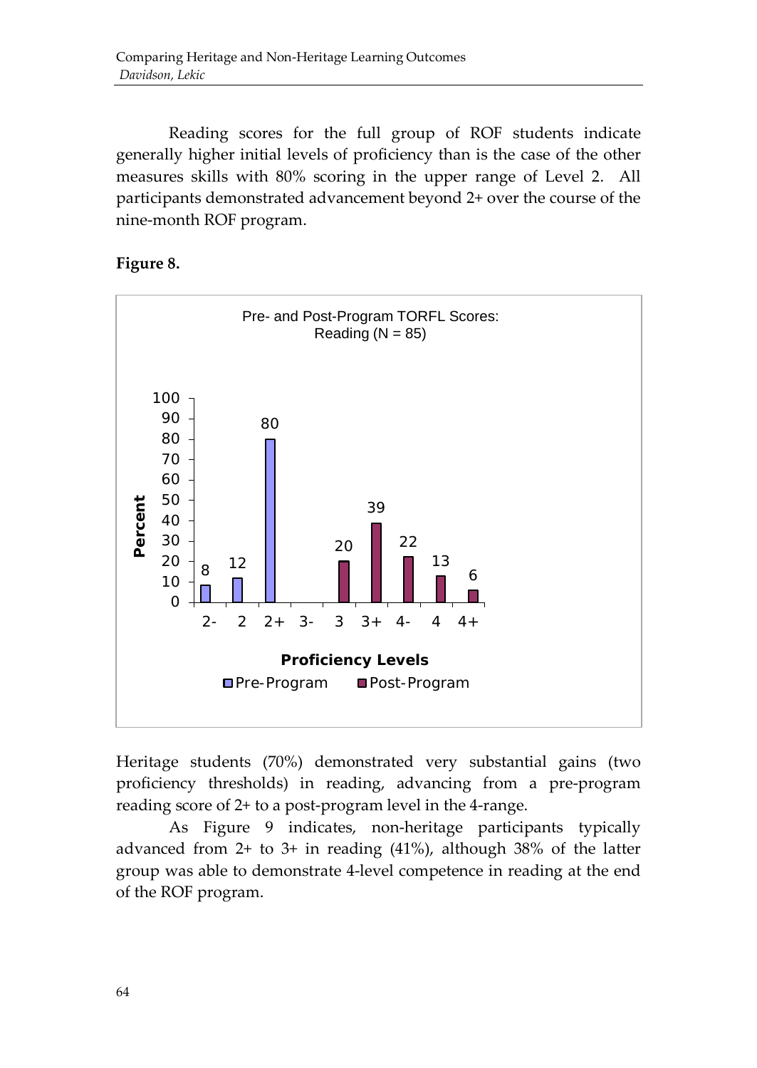Reading scores for the full group of ROF students indicate generally higher initial levels of proficiency than is the case of the other measures skills with 80% scoring in the upper range of Level 2. All participants demonstrated advancement beyond 2+ over the course of the nine-month ROF program.

**Figure 8.**

Pre- and Post-Program TORFL Scores: Reading (N = 85)

| Proficiency Levels | Pre-Program (Percent) | Post-Program (Percent) |
|---|---|---|
| 2- | 8 | |
| 2 | 12 | |
| 2+ | 80 | |
| 3- | | |
| 3 | | 20 |
| 3+ | | 39 |
| 4- | | 22 |
| 4 | | 13 |
| 4+ | | 6 |

Heritage students (70%) demonstrated very substantial gains (two proficiency thresholds) in reading, advancing from a pre-program reading score of 2+ to a post-program level in the 4-range.

As Figure 9 indicates, non-heritage participants typically advanced from 2+ to 3+ in reading (41%), although 38% of the latter group was able to demonstrate 4-level competence in reading at the end of the ROF program.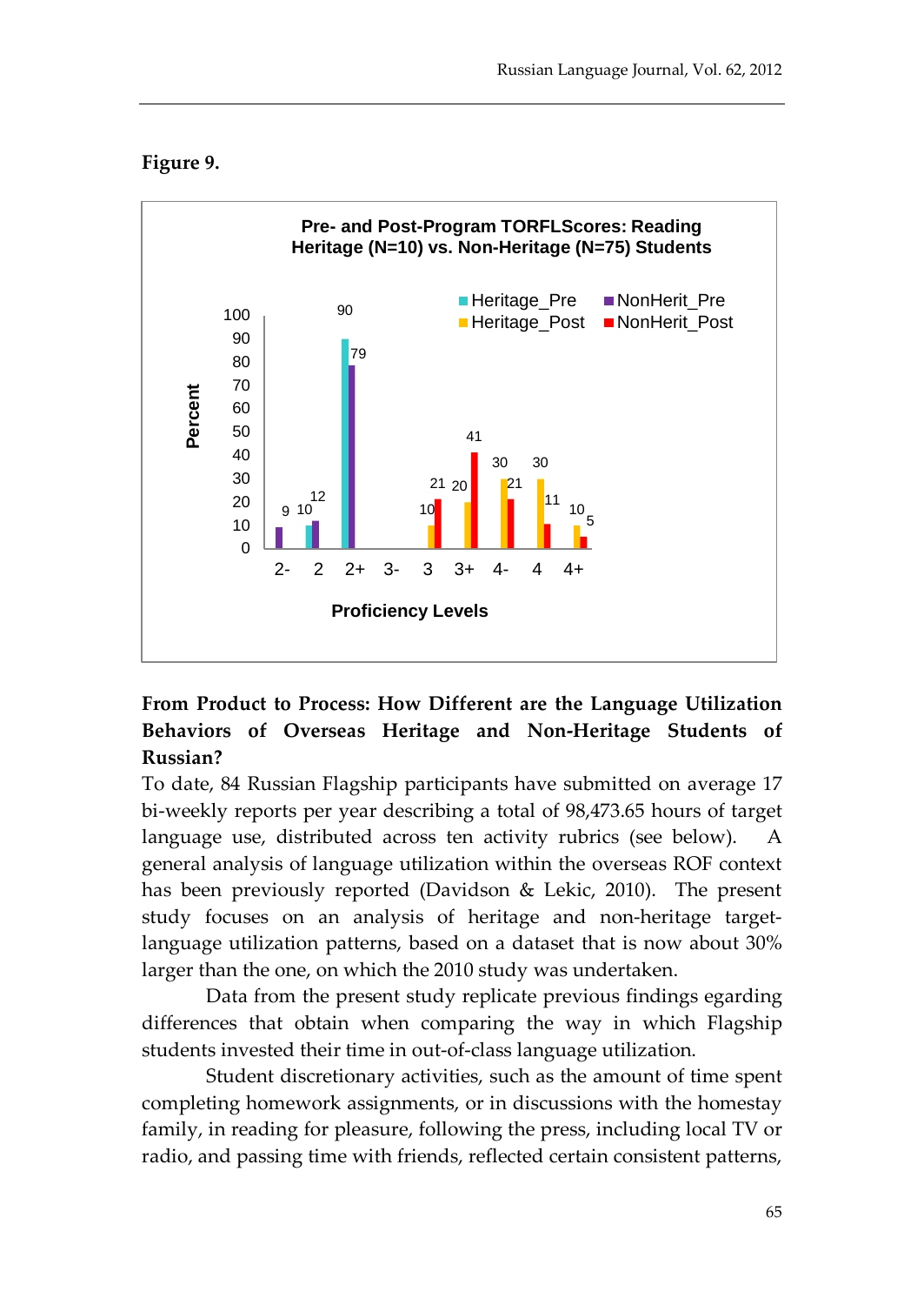**Figure 9.**

**Pre- and Post-Program TORFLScores: Reading Heritage (N=10) vs. Non-Heritage (N=75) Students**

| Proficiency Levels | Heritage_Pre | NonHerit_Pre | Heritage_Post | NonHerit_Post |
|---|---|---|---|---|
| 2- | | 9 | | |
| 2 | 10 | 12 | | |
| 2+ | 90 | 79 | | |
| 3- | | | | |
| 3 | | | 10 | 21 |
| 3+ | | | 20 | 41 |
| 4- | | | 30 | 21 |
| 4 | | | 30 | 11 |
| 4+ | | | 10 | 5 |

**From Product to Process: How Different are the Language Utilization Behaviors of Overseas Heritage and Non-Heritage Students of Russian?**

To date, 84 Russian Flagship participants have submitted on average 17 bi-weekly reports per year describing a total of 98,473.65 hours of target language use, distributed across ten activity rubrics (see below). A general analysis of language utilization within the overseas ROF context has been previously reported (Davidson & Lekic, 2010). The present study focuses on an analysis of heritage and non-heritage target-language utilization patterns, based on a dataset that is now about 30% larger than the one, on which the 2010 study was undertaken.

Data from the present study replicate previous findings egarding differences that obtain when comparing the way in which Flagship students invested their time in out-of-class language utilization.

Student discretionary activities, such as the amount of time spent completing homework assignments, or in discussions with the homestay family, in reading for pleasure, following the press, including local TV or radio, and passing time with friends, reflected certain consistent patterns,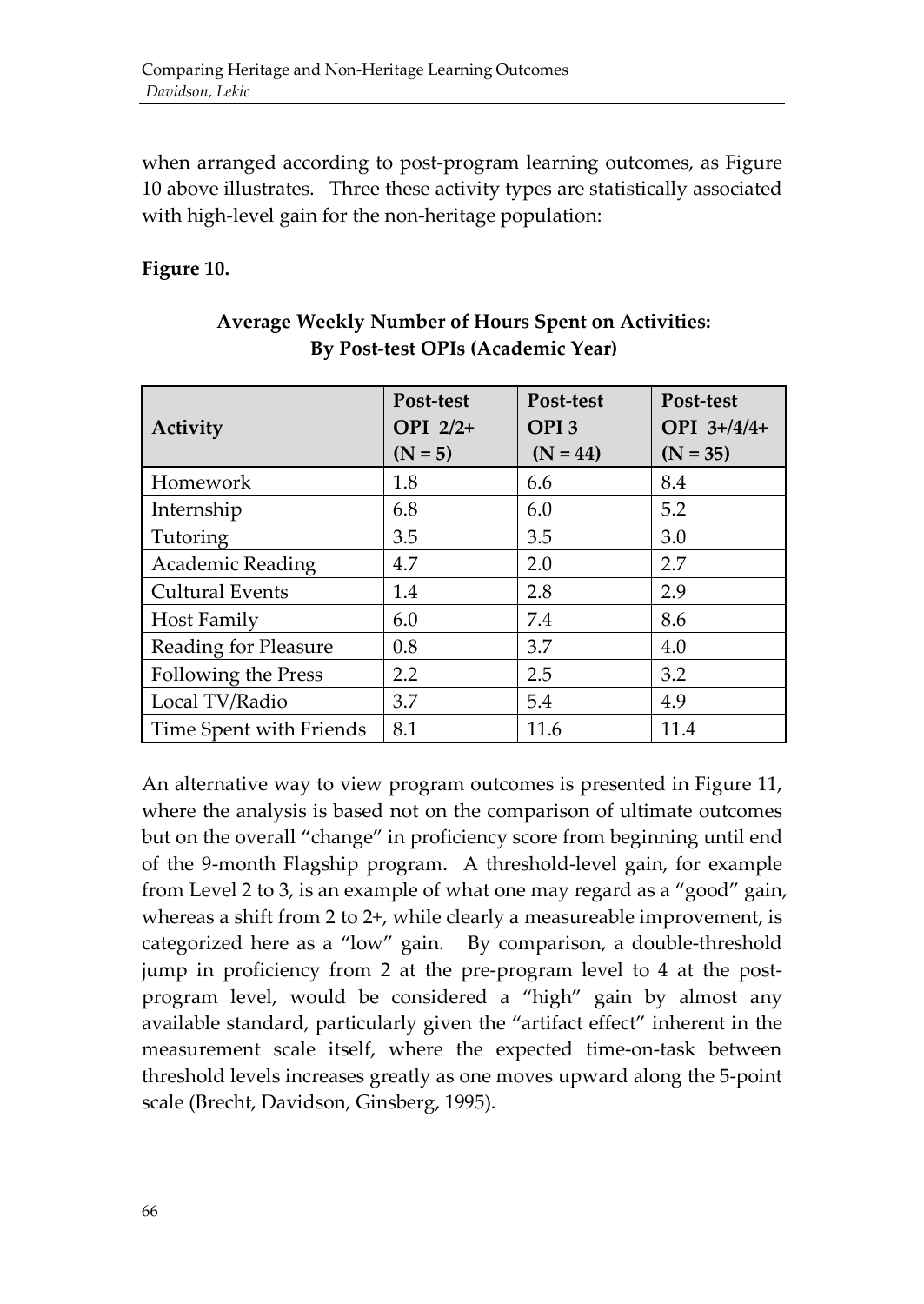when arranged according to post-program learning outcomes, as Figure 10 above illustrates. Three these activity types are statistically associated with high-level gain for the non-heritage population:

**Figure 10.**

**Average Weekly Number of Hours Spent on Activities: By Post-test OPIs (Academic Year)**

| Activity | Post-test OPI 2/2+ (N = 5) | Post-test OPI 3 (N = 44) | Post-test OPI 3+/4/4+ (N = 35) |
|---|---|---|---|
| Homework | 1.8 | 6.6 | 8.4 |
| Internship | 6.8 | 6.0 | 5.2 |
| Tutoring | 3.5 | 3.5 | 3.0 |
| Academic Reading | 4.7 | 2.0 | 2.7 |
| Cultural Events | 1.4 | 2.8 | 2.9 |
| Host Family | 6.0 | 7.4 | 8.6 |
| Reading for Pleasure | 0.8 | 3.7 | 4.0 |
| Following the Press | 2.2 | 2.5 | 3.2 |
| Local TV/Radio | 3.7 | 5.4 | 4.9 |
| Time Spent with Friends | 8.1 | 11.6 | 11.4 |

An alternative way to view program outcomes is presented in Figure 11, where the analysis is based not on the comparison of ultimate outcomes but on the overall "change" in proficiency score from beginning until end of the 9-month Flagship program. A threshold-level gain, for example from Level 2 to 3, is an example of what one may regard as a "good" gain, whereas a shift from 2 to 2+, while clearly a measureable improvement, is categorized here as a "low" gain. By comparison, a double-threshold jump in proficiency from 2 at the pre-program level to 4 at the post-program level, would be considered a "high" gain by almost any available standard, particularly given the "artifact effect" inherent in the measurement scale itself, where the expected time-on-task between threshold levels increases greatly as one moves upward along the 5-point scale (Brecht, Davidson, Ginsberg, 1995).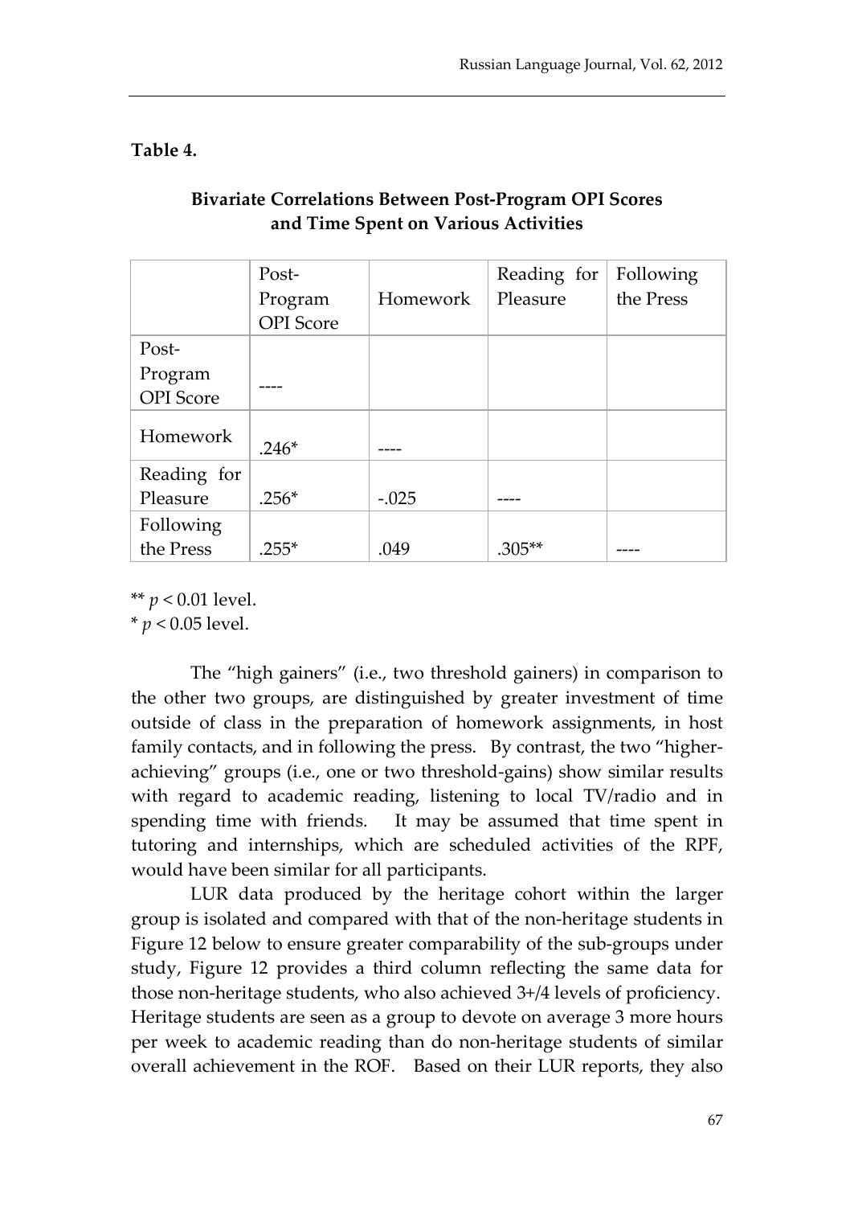**Table 4.**

**Bivariate Correlations Between Post-Program OPI Scores and Time Spent on Various Activities**

| | Post-Program OPI Score | Homework | Reading for Pleasure | Following the Press |
|---|---|---|---|---|
| Post-Program OPI Score | ---- | | | |
| Homework | .246* | ---- | | |
| Reading for Pleasure | .256* | -.025 | ---- | |
| Following the Press | .255* | .049 | .305** | ---- |

** $p < 0.01$ level.
* $p < 0.05$ level.

The "high gainers" (i.e., two threshold gainers) in comparison to the other two groups, are distinguished by greater investment of time outside of class in the preparation of homework assignments, in host family contacts, and in following the press. By contrast, the two "higher-achieving" groups (i.e., one or two threshold-gains) show similar results with regard to academic reading, listening to local TV/radio and in spending time with friends. It may be assumed that time spent in tutoring and internships, which are scheduled activities of the RPF, would have been similar for all participants.

LUR data produced by the heritage cohort within the larger group is isolated and compared with that of the non-heritage students in Figure 12 below to ensure greater comparability of the sub-groups under study, Figure 12 provides a third column reflecting the same data for those non-heritage students, who also achieved 3+/4 levels of proficiency. Heritage students are seen as a group to devote on average 3 more hours per week to academic reading than do non-heritage students of similar overall achievement in the ROF. Based on their LUR reports, they also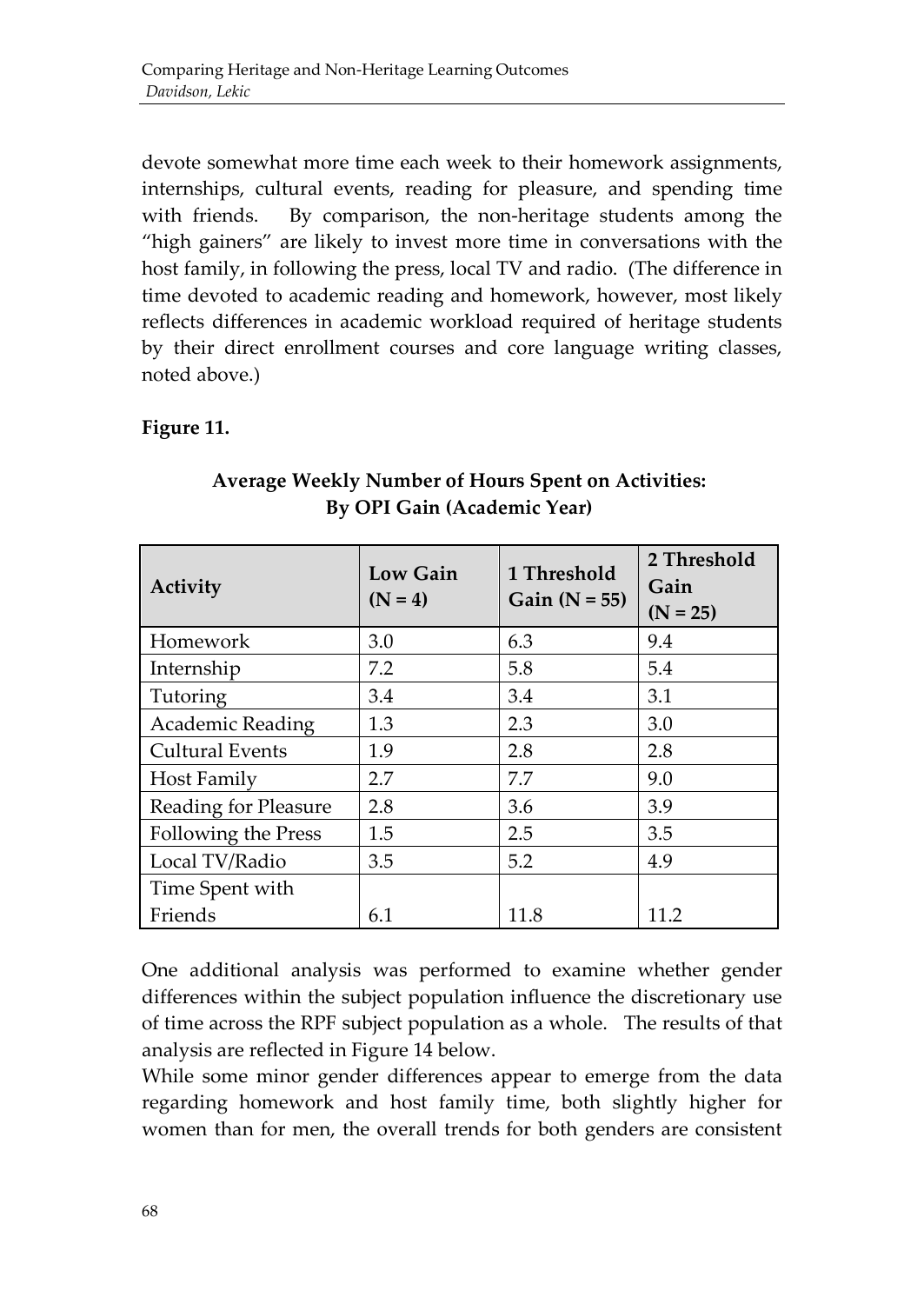devote somewhat more time each week to their homework assignments, internships, cultural events, reading for pleasure, and spending time with friends. By comparison, the non-heritage students among the "high gainers" are likely to invest more time in conversations with the host family, in following the press, local TV and radio. (The difference in time devoted to academic reading and homework, however, most likely reflects differences in academic workload required of heritage students by their direct enrollment courses and core language writing classes, noted above.)

**Figure 11.**

**Average Weekly Number of Hours Spent on Activities: By OPI Gain (Academic Year)**

| Activity | Low Gain (N = 4) | 1 Threshold Gain (N = 55) | 2 Threshold Gain (N = 25) |
|---|---|---|---|
| Homework | 3.0 | 6.3 | 9.4 |
| Internship | 7.2 | 5.8 | 5.4 |
| Tutoring | 3.4 | 3.4 | 3.1 |
| Academic Reading | 1.3 | 2.3 | 3.0 |
| Cultural Events | 1.9 | 2.8 | 2.8 |
| Host Family | 2.7 | 7.7 | 9.0 |
| Reading for Pleasure | 2.8 | 3.6 | 3.9 |
| Following the Press | 1.5 | 2.5 | 3.5 |
| Local TV/Radio | 3.5 | 5.2 | 4.9 |
| Time Spent with Friends | 6.1 | 11.8 | 11.2 |

One additional analysis was performed to examine whether gender differences within the subject population influence the discretionary use of time across the RPF subject population as a whole. The results of that analysis are reflected in Figure 14 below.

While some minor gender differences appear to emerge from the data regarding homework and host family time, both slightly higher for women than for men, the overall trends for both genders are consistent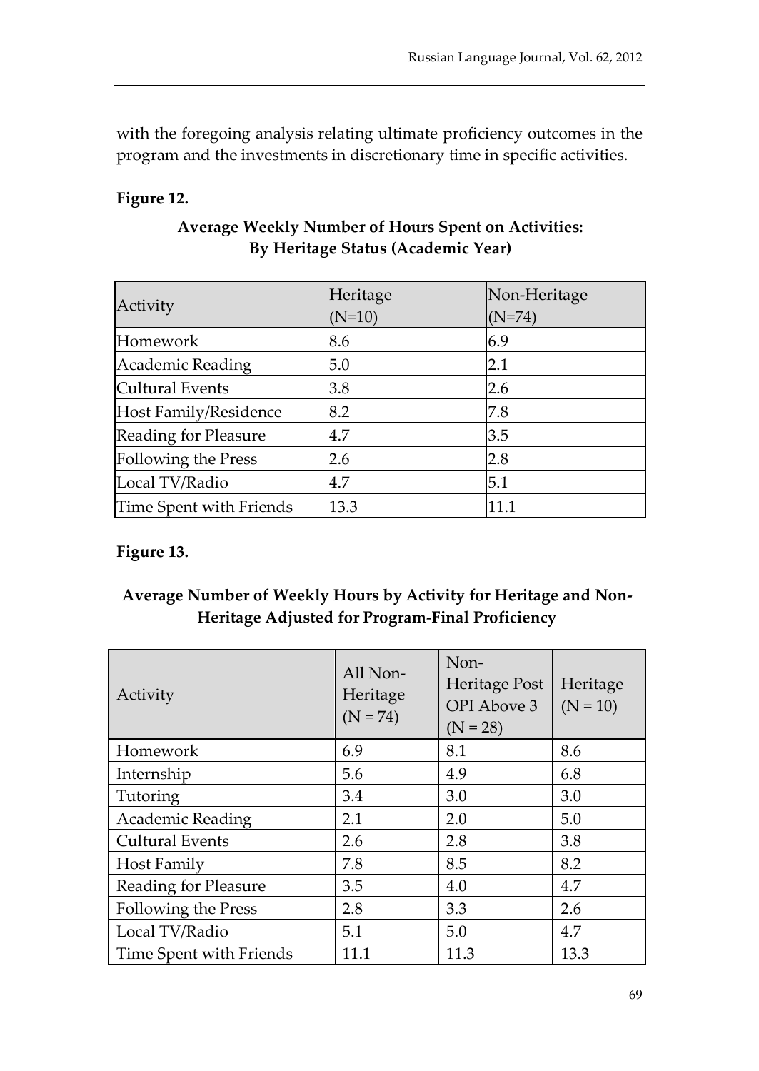with the foregoing analysis relating ultimate proficiency outcomes in the program and the investments in discretionary time in specific activities.

**Figure 12.**

**Average Weekly Number of Hours Spent on Activities: By Heritage Status (Academic Year)**

| Activity | Heritage (N=10) | Non-Heritage (N=74) |
|---|---|---|
| Homework | 8.6 | 6.9 |
| Academic Reading | 5.0 | 2.1 |
| Cultural Events | 3.8 | 2.6 |
| Host Family/Residence | 8.2 | 7.8 |
| Reading for Pleasure | 4.7 | 3.5 |
| Following the Press | 2.6 | 2.8 |
| Local TV/Radio | 4.7 | 5.1 |
| Time Spent with Friends | 13.3 | 11.1 |

**Figure 13.**

**Average Number of Weekly Hours by Activity for Heritage and Non-Heritage Adjusted for Program-Final Proficiency**

| Activity | All Non-Heritage (N = 74) | Non-Heritage Post OPI Above 3 (N = 28) | Heritage (N = 10) |
|---|---|---|---|
| Homework | 6.9 | 8.1 | 8.6 |
| Internship | 5.6 | 4.9 | 6.8 |
| Tutoring | 3.4 | 3.0 | 3.0 |
| Academic Reading | 2.1 | 2.0 | 5.0 |
| Cultural Events | 2.6 | 2.8 | 3.8 |
| Host Family | 7.8 | 8.5 | 8.2 |
| Reading for Pleasure | 3.5 | 4.0 | 4.7 |
| Following the Press | 2.8 | 3.3 | 2.6 |
| Local TV/Radio | 5.1 | 5.0 | 4.7 |
| Time Spent with Friends | 11.1 | 11.3 | 13.3 |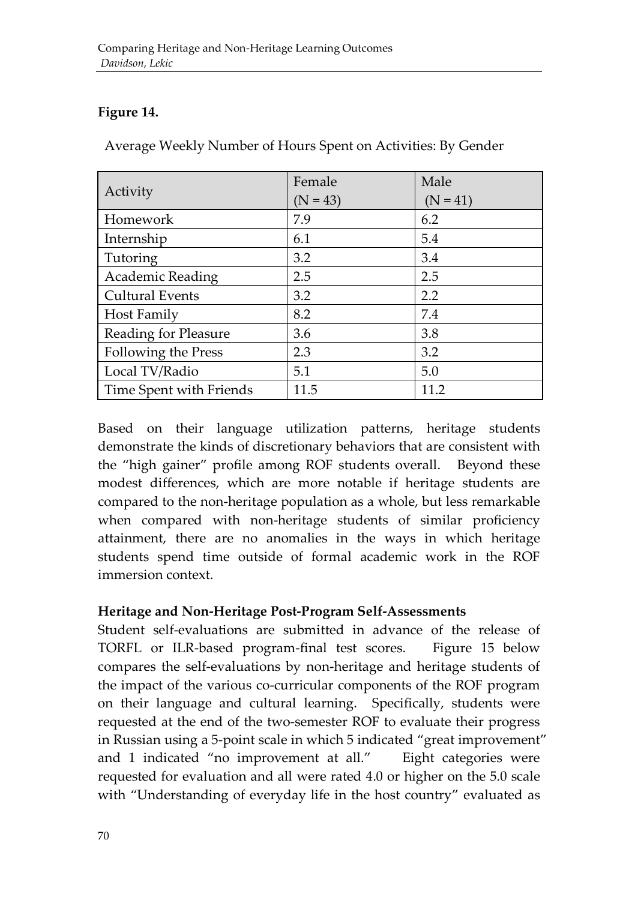**Figure 14.**

Average Weekly Number of Hours Spent on Activities: By Gender

| Activity | Female (N = 43) | Male (N = 41) |
|---|---|---|
| Homework | 7.9 | 6.2 |
| Internship | 6.1 | 5.4 |
| Tutoring | 3.2 | 3.4 |
| Academic Reading | 2.5 | 2.5 |
| Cultural Events | 3.2 | 2.2 |
| Host Family | 8.2 | 7.4 |
| Reading for Pleasure | 3.6 | 3.8 |
| Following the Press | 2.3 | 3.2 |
| Local TV/Radio | 5.1 | 5.0 |
| Time Spent with Friends | 11.5 | 11.2 |

Based on their language utilization patterns, heritage students demonstrate the kinds of discretionary behaviors that are consistent with the "high gainer" profile among ROF students overall. Beyond these modest differences, which are more notable if heritage students are compared to the non-heritage population as a whole, but less remarkable when compared with non-heritage students of similar proficiency attainment, there are no anomalies in the ways in which heritage students spend time outside of formal academic work in the ROF immersion context.

**Heritage and Non-Heritage Post-Program Self-Assessments**

Student self-evaluations are submitted in advance of the release of TORFL or ILR-based program-final test scores. Figure 15 below compares the self-evaluations by non-heritage and heritage students of the impact of the various co-curricular components of the ROF program on their language and cultural learning. Specifically, students were requested at the end of the two-semester ROF to evaluate their progress in Russian using a 5-point scale in which 5 indicated "great improvement" and 1 indicated "no improvement at all." Eight categories were requested for evaluation and all were rated 4.0 or higher on the 5.0 scale with "Understanding of everyday life in the host country" evaluated as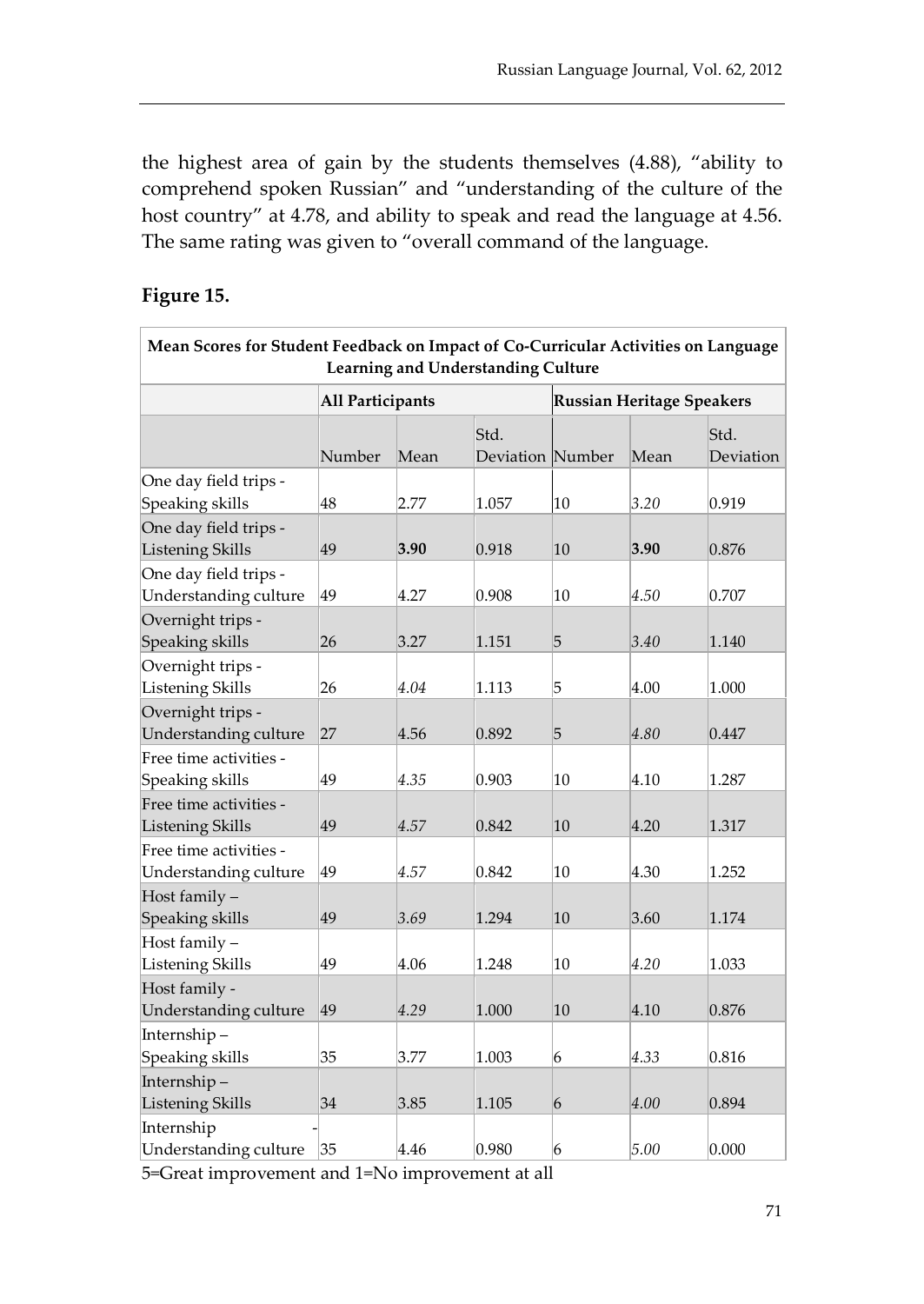the highest area of gain by the students themselves (4.88), "ability to comprehend spoken Russian" and "understanding of the culture of the host country" at 4.78, and ability to speak and read the language at 4.56. The same rating was given to "overall command of the language.

**Figure 15.**

| Mean Scores for Student Feedback on Impact of Co-Curricular Activities on Language Learning and Understanding Culture | | | | | | |
|---|---|---|---|---|---|---|
| | All Participants | | | Russian Heritage Speakers | | |
| | Number | Mean | Std. Deviation | Number | Mean | Std. Deviation |
| One day field trips - Speaking skills | 48 | 2.77 | 1.057 | 10 | *3.20* | 0.919 |
| One day field trips - Listening Skills | 49 | **3.90** | 0.918 | 10 | **3.90** | 0.876 |
| One day field trips - Understanding culture | 49 | 4.27 | 0.908 | 10 | *4.50* | 0.707 |
| Overnight trips - Speaking skills | 26 | 3.27 | 1.151 | 5 | *3.40* | 1.140 |
| Overnight trips - Listening Skills | 26 | *4.04* | 1.113 | 5 | 4.00 | 1.000 |
| Overnight trips - Understanding culture | 27 | 4.56 | 0.892 | 5 | *4.80* | 0.447 |
| Free time activities - Speaking skills | 49 | *4.35* | 0.903 | 10 | 4.10 | 1.287 |
| Free time activities - Listening Skills | 49 | *4.57* | 0.842 | 10 | 4.20 | 1.317 |
| Free time activities - Understanding culture | 49 | *4.57* | 0.842 | 10 | 4.30 | 1.252 |
| Host family – Speaking skills | 49 | *3.69* | 1.294 | 10 | 3.60 | 1.174 |
| Host family – Listening Skills | 49 | 4.06 | 1.248 | 10 | *4.20* | 1.033 |
| Host family - Understanding culture | 49 | *4.29* | 1.000 | 10 | 4.10 | 0.876 |
| Internship – Speaking skills | 35 | 3.77 | 1.003 | 6 | *4.33* | 0.816 |
| Internship – Listening Skills | 34 | 3.85 | 1.105 | 6 | *4.00* | 0.894 |
| Internship - Understanding culture | 35 | 4.46 | 0.980 | 6 | *5.00* | 0.000 |

5=Great improvement and 1=No improvement at all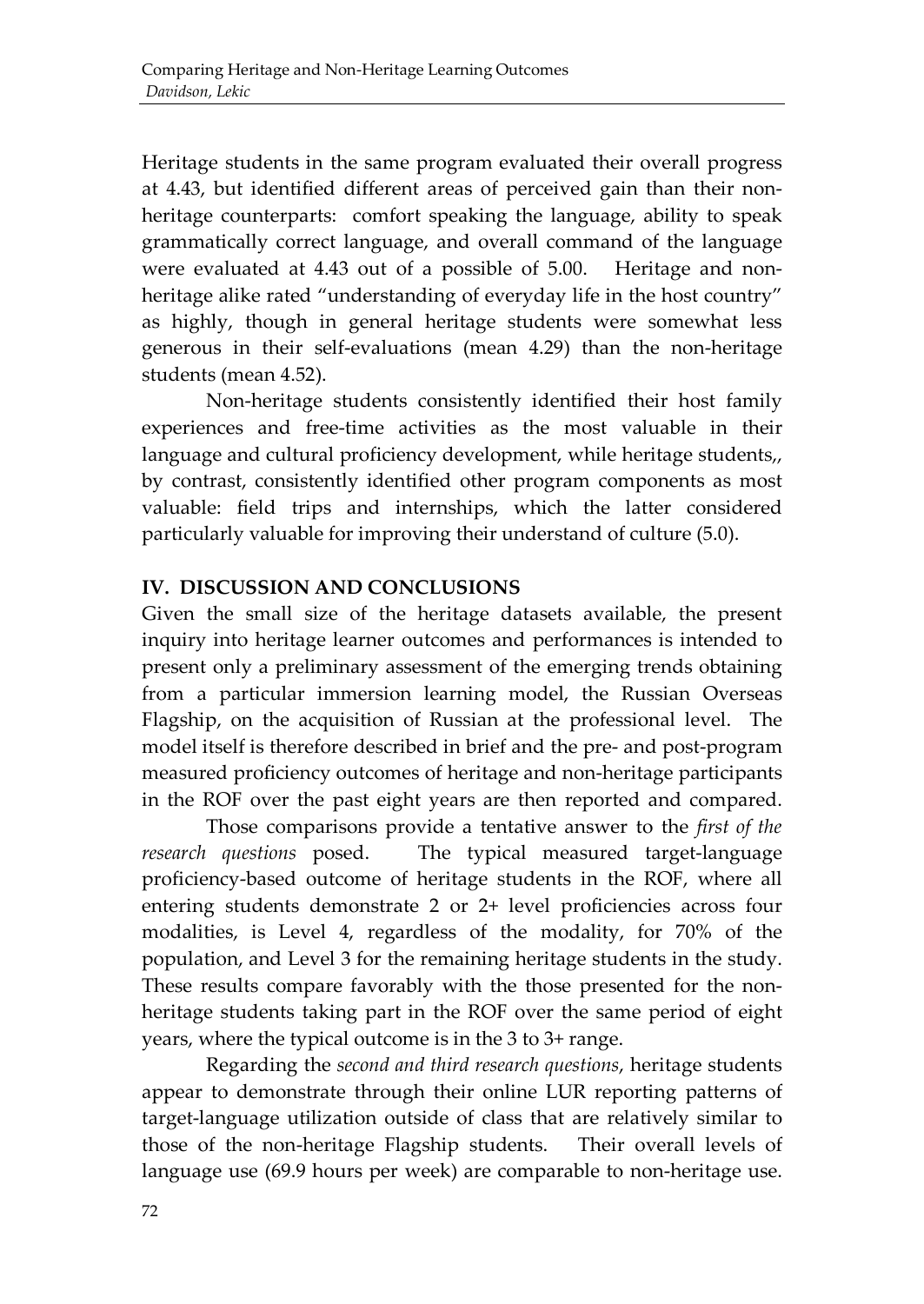Heritage students in the same program evaluated their overall progress at 4.43, but identified different areas of perceived gain than their non-heritage counterparts: comfort speaking the language, ability to speak grammatically correct language, and overall command of the language were evaluated at 4.43 out of a possible of 5.00. Heritage and non-heritage alike rated "understanding of everyday life in the host country" as highly, though in general heritage students were somewhat less generous in their self-evaluations (mean 4.29) than the non-heritage students (mean 4.52).

Non-heritage students consistently identified their host family experiences and free-time activities as the most valuable in their language and cultural proficiency development, while heritage students,, by contrast, consistently identified other program components as most valuable: field trips and internships, which the latter considered particularly valuable for improving their understand of culture (5.0).

## IV. DISCUSSION AND CONCLUSIONS

Given the small size of the heritage datasets available, the present inquiry into heritage learner outcomes and performances is intended to present only a preliminary assessment of the emerging trends obtaining from a particular immersion learning model, the Russian Overseas Flagship, on the acquisition of Russian at the professional level. The model itself is therefore described in brief and the pre- and post-program measured proficiency outcomes of heritage and non-heritage participants in the ROF over the past eight years are then reported and compared.

Those comparisons provide a tentative answer to the *first of the research questions* posed. The typical measured target-language proficiency-based outcome of heritage students in the ROF, where all entering students demonstrate 2 or 2+ level proficiencies across four modalities, is Level 4, regardless of the modality, for 70% of the population, and Level 3 for the remaining heritage students in the study. These results compare favorably with the those presented for the non-heritage students taking part in the ROF over the same period of eight years, where the typical outcome is in the 3 to 3+ range.

Regarding the *second and third research questions*, heritage students appear to demonstrate through their online LUR reporting patterns of target-language utilization outside of class that are relatively similar to those of the non-heritage Flagship students. Their overall levels of language use (69.9 hours per week) are comparable to non-heritage use.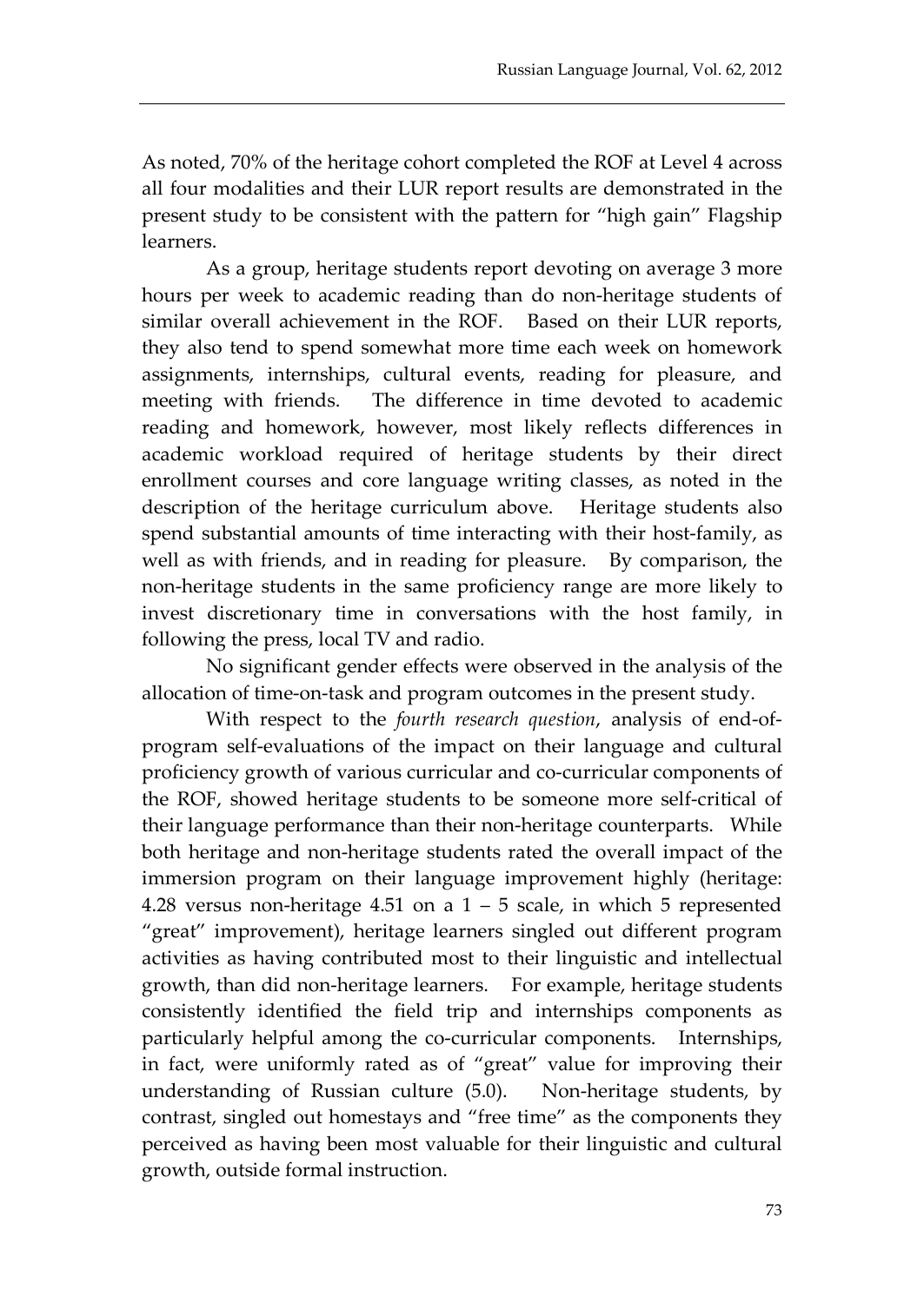As noted, 70% of the heritage cohort completed the ROF at Level 4 across all four modalities and their LUR report results are demonstrated in the present study to be consistent with the pattern for "high gain" Flagship learners.

As a group, heritage students report devoting on average 3 more hours per week to academic reading than do non-heritage students of similar overall achievement in the ROF. Based on their LUR reports, they also tend to spend somewhat more time each week on homework assignments, internships, cultural events, reading for pleasure, and meeting with friends. The difference in time devoted to academic reading and homework, however, most likely reflects differences in academic workload required of heritage students by their direct enrollment courses and core language writing classes, as noted in the description of the heritage curriculum above. Heritage students also spend substantial amounts of time interacting with their host-family, as well as with friends, and in reading for pleasure. By comparison, the non-heritage students in the same proficiency range are more likely to invest discretionary time in conversations with the host family, in following the press, local TV and radio.

No significant gender effects were observed in the analysis of the allocation of time-on-task and program outcomes in the present study.

With respect to the *fourth research question*, analysis of end-of-program self-evaluations of the impact on their language and cultural proficiency growth of various curricular and co-curricular components of the ROF, showed heritage students to be someone more self-critical of their language performance than their non-heritage counterparts. While both heritage and non-heritage students rated the overall impact of the immersion program on their language improvement highly (heritage: 4.28 versus non-heritage 4.51 on a 1 – 5 scale, in which 5 represented "great" improvement), heritage learners singled out different program activities as having contributed most to their linguistic and intellectual growth, than did non-heritage learners. For example, heritage students consistently identified the field trip and internships components as particularly helpful among the co-curricular components. Internships, in fact, were uniformly rated as of "great" value for improving their understanding of Russian culture (5.0). Non-heritage students, by contrast, singled out homestays and "free time" as the components they perceived as having been most valuable for their linguistic and cultural growth, outside formal instruction.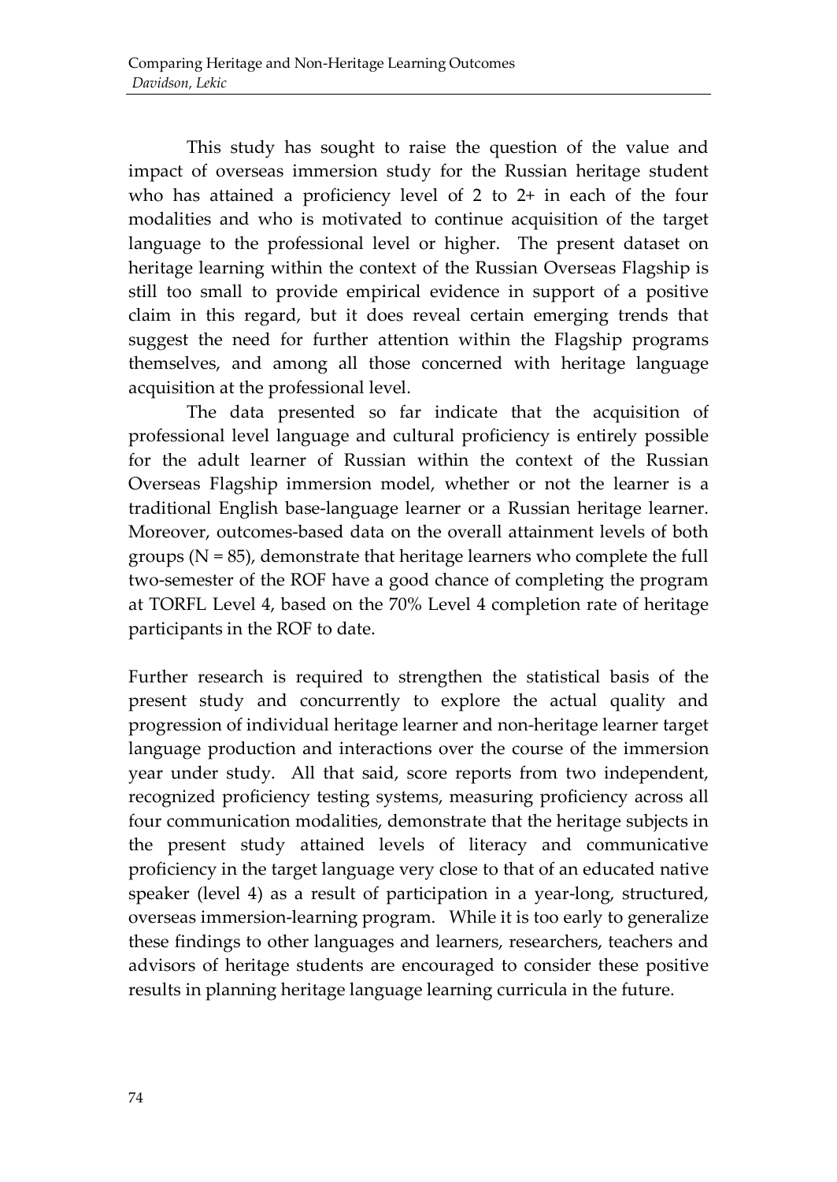This study has sought to raise the question of the value and impact of overseas immersion study for the Russian heritage student who has attained a proficiency level of 2 to 2+ in each of the four modalities and who is motivated to continue acquisition of the target language to the professional level or higher. The present dataset on heritage learning within the context of the Russian Overseas Flagship is still too small to provide empirical evidence in support of a positive claim in this regard, but it does reveal certain emerging trends that suggest the need for further attention within the Flagship programs themselves, and among all those concerned with heritage language acquisition at the professional level.

The data presented so far indicate that the acquisition of professional level language and cultural proficiency is entirely possible for the adult learner of Russian within the context of the Russian Overseas Flagship immersion model, whether or not the learner is a traditional English base-language learner or a Russian heritage learner. Moreover, outcomes-based data on the overall attainment levels of both groups (N = 85), demonstrate that heritage learners who complete the full two-semester of the ROF have a good chance of completing the program at TORFL Level 4, based on the 70% Level 4 completion rate of heritage participants in the ROF to date.

Further research is required to strengthen the statistical basis of the present study and concurrently to explore the actual quality and progression of individual heritage learner and non-heritage learner target language production and interactions over the course of the immersion year under study. All that said, score reports from two independent, recognized proficiency testing systems, measuring proficiency across all four communication modalities, demonstrate that the heritage subjects in the present study attained levels of literacy and communicative proficiency in the target language very close to that of an educated native speaker (level 4) as a result of participation in a year-long, structured, overseas immersion-learning program. While it is too early to generalize these findings to other languages and learners, researchers, teachers and advisors of heritage students are encouraged to consider these positive results in planning heritage language learning curricula in the future.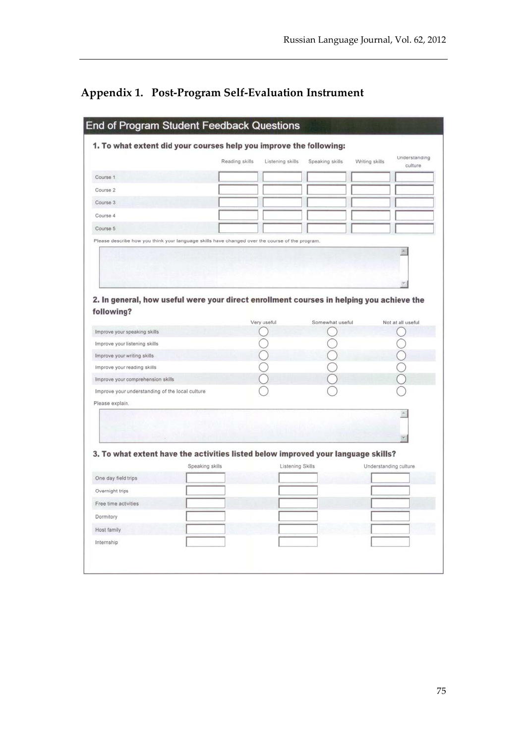## Appendix 1. Post-Program Self-Evaluation Instrument

### End of Program Student Feedback Questions

**1. To what extent did your courses help you improve the following:**

| | Reading skills | Listening skills | Speaking skills | Writing skills | Understanding culture |
|---|---|---|---|---|---|
| Course 1 | | | | | |
| Course 2 | | | | | |
| Course 3 | | | | | |
| Course 4 | | | | | |
| Course 5 | | | | | |

Please describe how you think your language skills have changed over the course of the program.

**2. In general, how useful were your direct enrollment courses in helping you achieve the following?**

| | Very useful | Somewhat useful | Not at all useful |
|---|---|---|---|
| Improve your speaking skills | ○ | ○ | ○ |
| Improve your listening skills | ○ | ○ | ○ |
| Improve your writing skills | ○ | ○ | ○ |
| Improve your reading skills | ○ | ○ | ○ |
| Improve your comprehension skills | ○ | ○ | ○ |
| Improve your understanding of the local culture | ○ | ○ | ○ |

Please explain.

**3. To what extent have the activities listed below improved your language skills?**

| | Speaking skills | Listening Skills | Understanding culture |
|---|---|---|---|
| One day field trips | | | |
| Overnight trips | | | |
| Free time activities | | | |
| Dormitory | | | |
| Host family | | | |
| Internship | | | |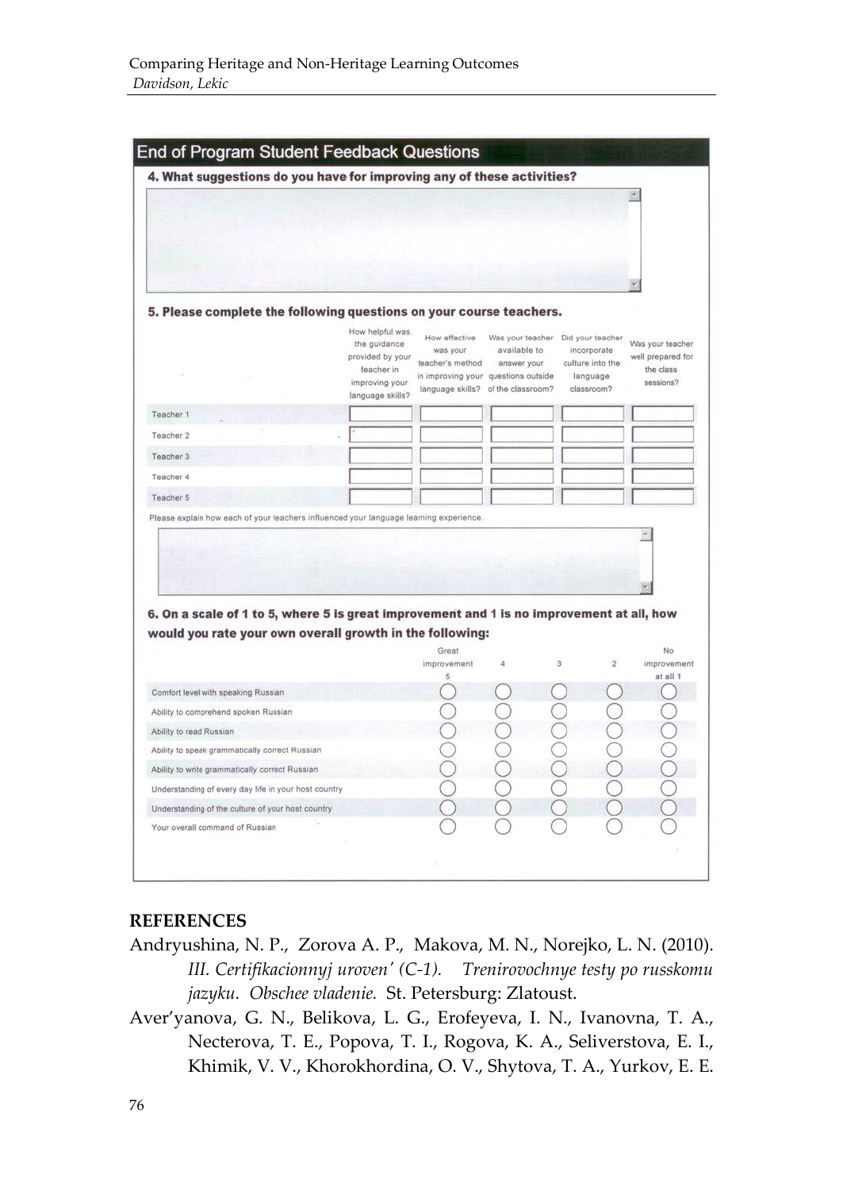## End of Program Student Feedback Questions

**4. What suggestions do you have for improving any of these activities?**

**5. Please complete the following questions on your course teachers.**

| | How helpful was the guidance provided by your teacher in improving your language skills? | How effective was your teacher's method in improving your language skills? | Was your teacher available to answer your questions outside of the classroom? | Did your teacher incorporate culture into the language classroom? | Was your teacher well prepared for the class sessions? |
|---|---|---|---|---|---|
| Teacher 1 | | | | | |
| Teacher 2 | | | | | |
| Teacher 3 | | | | | |
| Teacher 4 | | | | | |
| Teacher 5 | | | | | |

Please explain how each of your teachers influenced your language learning experience.

**6. On a scale of 1 to 5, where 5 is great improvement and 1 is no improvement at all, how would you rate your own overall growth in the following:**

| | Great improvement 5 | 4 | 3 | 2 | No improvement at all 1 |
|---|---|---|---|---|---|
| Comfort level with speaking Russian | ○ | ○ | ○ | ○ | ○ |
| Ability to comprehend spoken Russian | ○ | ○ | ○ | ○ | ○ |
| Ability to read Russian | ○ | ○ | ○ | ○ | ○ |
| Ability to speak grammatically correct Russian | ○ | ○ | ○ | ○ | ○ |
| Ability to write grammatically correct Russian | ○ | ○ | ○ | ○ | ○ |
| Understanding of every day life in your host country | ○ | ○ | ○ | ○ | ○ |
| Understanding of the culture of your host country | ○ | ○ | ○ | ○ | ○ |
| Your overall command of Russian | ○ | ○ | ○ | ○ | ○ |

## REFERENCES

Andryushina, N. P., Zorova A. P., Makova, M. N., Norejko, L. N. (2010). *III. Certifikacionnyj uroven' (C-1). Trenirovochnye testy po russkomu jazyku. Obschee vladenie.* St. Petersburg: Zlatoust.

Aver'yanova, G. N., Belikova, L. G., Erofeyeva, I. N., Ivanovna, T. A., Necterova, T. E., Popova, T. I., Rogova, K. A., Seliverstova, E. I., Khimik, V. V., Khorokhordina, O. V., Shytova, T. A., Yurkov, E. E.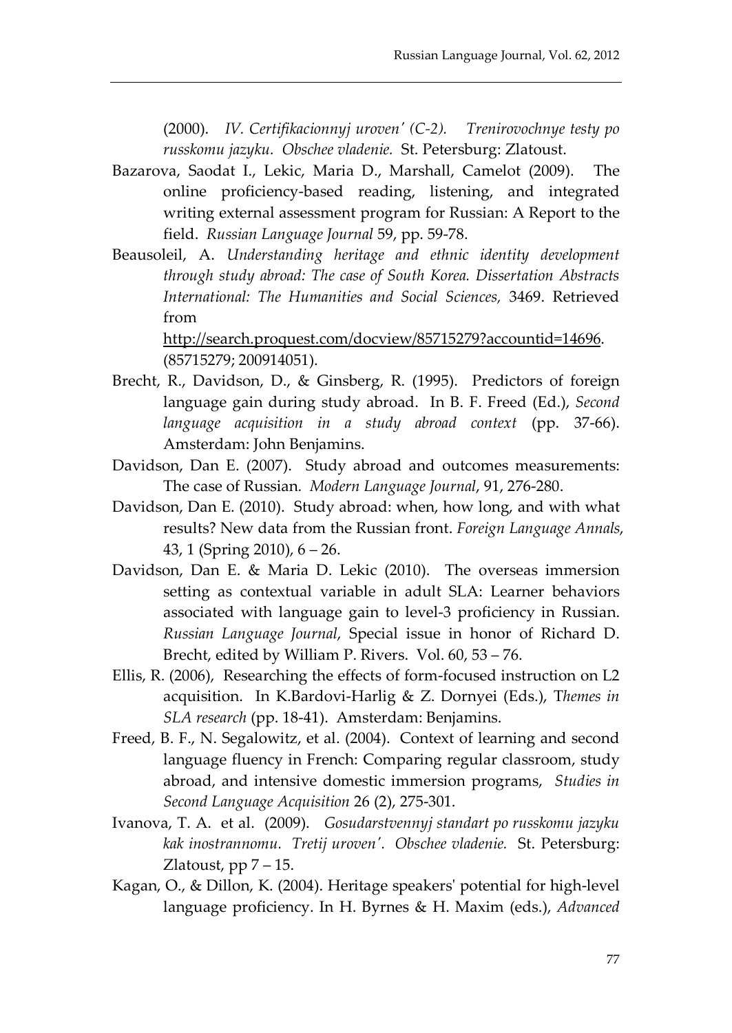(2000). *IV. Certifikacionnyj uroven' (C-2). Trenirovochnye testy po russkomu jazyku. Obschee vladenie.* St. Petersburg: Zlatoust.

Bazarova, Saodat I., Lekic, Maria D., Marshall, Camelot (2009). The online proficiency-based reading, listening, and integrated writing external assessment program for Russian: A Report to the field. *Russian Language Journal* 59, pp. 59-78.

Beausoleil, A. *Understanding heritage and ethnic identity development through study abroad: The case of South Korea. Dissertation Abstracts International: The Humanities and Social Sciences,* 3469. Retrieved from http://search.proquest.com/docview/85715279?accountid=14696. (85715279; 200914051).

Brecht, R., Davidson, D., & Ginsberg, R. (1995). Predictors of foreign language gain during study abroad. In B. F. Freed (Ed.), *Second language acquisition in a study abroad context* (pp. 37-66). Amsterdam: John Benjamins.

Davidson, Dan E. (2007). Study abroad and outcomes measurements: The case of Russian. *Modern Language Journal*, 91, 276-280.

Davidson, Dan E. (2010). Study abroad: when, how long, and with what results? New data from the Russian front. *Foreign Language Annals*, 43, 1 (Spring 2010), 6 – 26.

Davidson, Dan E. & Maria D. Lekic (2010). The overseas immersion setting as contextual variable in adult SLA: Learner behaviors associated with language gain to level-3 proficiency in Russian. *Russian Language Journal*, Special issue in honor of Richard D. Brecht, edited by William P. Rivers. Vol. 60, 53 – 76.

Ellis, R. (2006), Researching the effects of form-focused instruction on L2 acquisition. In K.Bardovi-Harlig & Z. Dornyei (Eds.), T*hemes in SLA research* (pp. 18-41). Amsterdam: Benjamins.

Freed, B. F., N. Segalowitz, et al. (2004). Context of learning and second language fluency in French: Comparing regular classroom, study abroad, and intensive domestic immersion programs, *Studies in Second Language Acquisition* 26 (2), 275-301.

Ivanova, T. A. et al. (2009). *Gosudarstvennyj standart po russkomu jazyku kak inostrannomu. Tretij uroven'. Obschee vladenie.* St. Petersburg: Zlatoust, pp 7 – 15.

Kagan, O., & Dillon, K. (2004). Heritage speakers' potential for high-level language proficiency. In H. Byrnes & H. Maxim (eds.), *Advanced*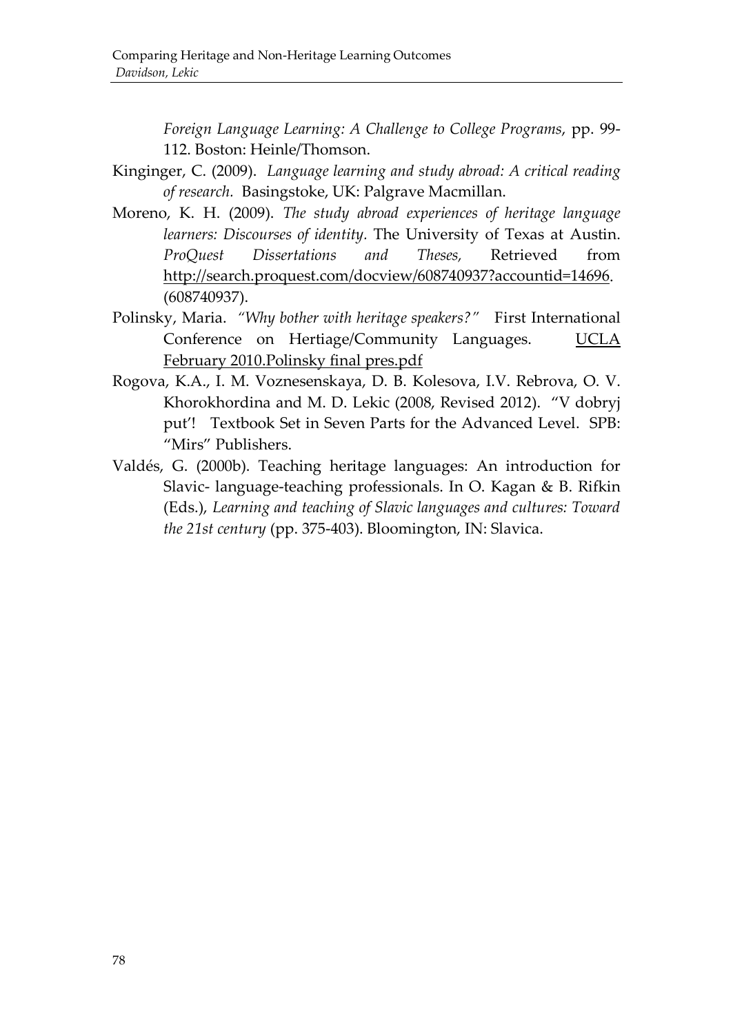*Foreign Language Learning: A Challenge to College Programs*, pp. 99-112. Boston: Heinle/Thomson.

Kinginger, C. (2009). *Language learning and study abroad: A critical reading of research.* Basingstoke, UK: Palgrave Macmillan.

Moreno, K. H. (2009). *The study abroad experiences of heritage language learners: Discourses of identity.* The University of Texas at Austin. *ProQuest Dissertations and Theses,* Retrieved from http://search.proquest.com/docview/608740937?accountid=14696. (608740937).

Polinsky, Maria. *"Why bother with heritage speakers?"* First International Conference on Hertiage/Community Languages. UCLA February 2010.Polinsky final pres.pdf

Rogova, K.A., I. M. Voznesenskaya, D. B. Kolesova, I.V. Rebrova, O. V. Khorokhordina and M. D. Lekic (2008, Revised 2012). "V dobryj put'! Textbook Set in Seven Parts for the Advanced Level. SPB: "Mirs" Publishers.

Valdés, G. (2000b). Teaching heritage languages: An introduction for Slavic- language-teaching professionals. In O. Kagan & B. Rifkin (Eds.), *Learning and teaching of Slavic languages and cultures: Toward the 21st century* (pp. 375-403). Bloomington, IN: Slavica.